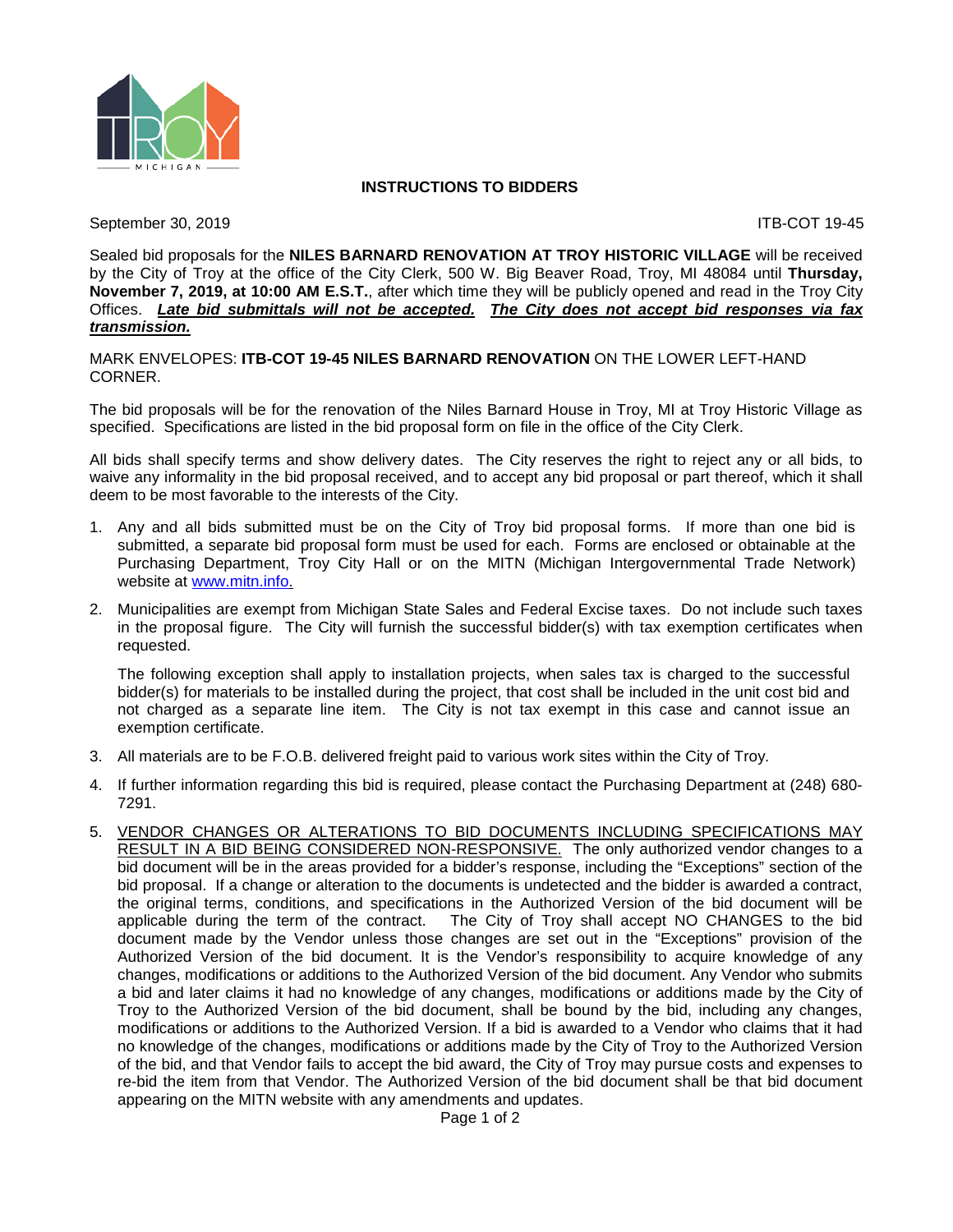## INSTRUCTIONS TO BIDDERS

September 30, 2019 ITB-COT 19-45

Sealed bid proposals for the **NILES BARNARD RENOVATION AT TROY HISTORIC VILLAGE** will be received by the City of Troy at the office of the City Clerk, 500 W. Big Beaver Road, Troy, MI 48084 until **Thursday, November 7, 2019, at 10:00 AM E.S.T.**, after which time they will be publicly opened and read in the Troy City Offices. ***Late bid submittals will not be accepted.*** ***The City does not accept bid responses via fax transmission.***

MARK ENVELOPES: **ITB-COT 19-45 NILES BARNARD RENOVATION** ON THE LOWER LEFT-HAND CORNER.

The bid proposals will be for the renovation of the Niles Barnard House in Troy, MI at Troy Historic Village as specified. Specifications are listed in the bid proposal form on file in the office of the City Clerk.

All bids shall specify terms and show delivery dates. The City reserves the right to reject any or all bids, to waive any informality in the bid proposal received, and to accept any bid proposal or part thereof, which it shall deem to be most favorable to the interests of the City.

1. Any and all bids submitted must be on the City of Troy bid proposal forms. If more than one bid is submitted, a separate bid proposal form must be used for each. Forms are enclosed or obtainable at the Purchasing Department, Troy City Hall or on the MITN (Michigan Intergovernmental Trade Network) website at [www.mitn.info.](http://www.mitn.info)

2. Municipalities are exempt from Michigan State Sales and Federal Excise taxes. Do not include such taxes in the proposal figure. The City will furnish the successful bidder(s) with tax exemption certificates when requested.

   The following exception shall apply to installation projects, when sales tax is charged to the successful bidder(s) for materials to be installed during the project, that cost shall be included in the unit cost bid and not charged as a separate line item. The City is not tax exempt in this case and cannot issue an exemption certificate.

3. All materials are to be F.O.B. delivered freight paid to various work sites within the City of Troy.

4. If further information regarding this bid is required, please contact the Purchasing Department at (248) 680-7291.

5. <u>VENDOR CHANGES OR ALTERATIONS TO BID DOCUMENTS INCLUDING SPECIFICATIONS MAY RESULT IN A BID BEING CONSIDERED NON-RESPONSIVE.</u> The only authorized vendor changes to a bid document will be in the areas provided for a bidder's response, including the "Exceptions" section of the bid proposal. If a change or alteration to the documents is undetected and the bidder is awarded a contract, the original terms, conditions, and specifications in the Authorized Version of the bid document will be applicable during the term of the contract. The City of Troy shall accept NO CHANGES to the bid document made by the Vendor unless those changes are set out in the "Exceptions" provision of the Authorized Version of the bid document. It is the Vendor's responsibility to acquire knowledge of any changes, modifications or additions to the Authorized Version of the bid document. Any Vendor who submits a bid and later claims it had no knowledge of any changes, modifications or additions made by the City of Troy to the Authorized Version of the bid document, shall be bound by the bid, including any changes, modifications or additions to the Authorized Version. If a bid is awarded to a Vendor who claims that it had no knowledge of the changes, modifications or additions made by the City of Troy to the Authorized Version of the bid, and that Vendor fails to accept the bid award, the City of Troy may pursue costs and expenses to re-bid the item from that Vendor. The Authorized Version of the bid document shall be that bid document appearing on the MITN website with any amendments and updates.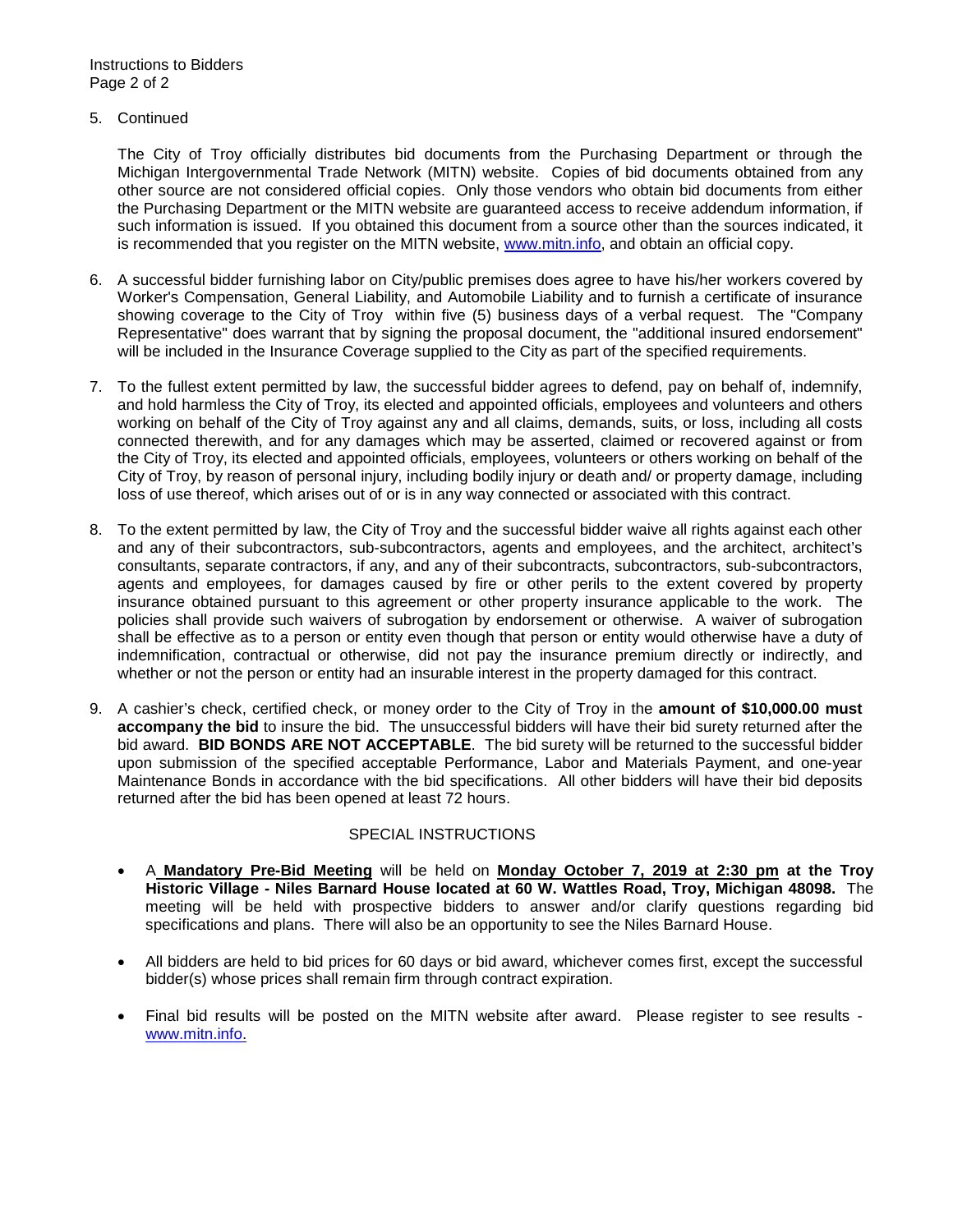5. Continued

   The City of Troy officially distributes bid documents from the Purchasing Department or through the Michigan Intergovernmental Trade Network (MITN) website. Copies of bid documents obtained from any other source are not considered official copies. Only those vendors who obtain bid documents from either the Purchasing Department or the MITN website are guaranteed access to receive addendum information, if such information is issued. If you obtained this document from a source other than the sources indicated, it is recommended that you register on the MITN website, www.mitn.info, and obtain an official copy.

6. A successful bidder furnishing labor on City/public premises does agree to have his/her workers covered by Worker's Compensation, General Liability, and Automobile Liability and to furnish a certificate of insurance showing coverage to the City of Troy within five (5) business days of a verbal request. The "Company Representative" does warrant that by signing the proposal document, the "additional insured endorsement" will be included in the Insurance Coverage supplied to the City as part of the specified requirements.

7. To the fullest extent permitted by law, the successful bidder agrees to defend, pay on behalf of, indemnify, and hold harmless the City of Troy, its elected and appointed officials, employees and volunteers and others working on behalf of the City of Troy against any and all claims, demands, suits, or loss, including all costs connected therewith, and for any damages which may be asserted, claimed or recovered against or from the City of Troy, its elected and appointed officials, employees, volunteers or others working on behalf of the City of Troy, by reason of personal injury, including bodily injury or death and/ or property damage, including loss of use thereof, which arises out of or is in any way connected or associated with this contract.

8. To the extent permitted by law, the City of Troy and the successful bidder waive all rights against each other and any of their subcontractors, sub-subcontractors, agents and employees, and the architect, architect's consultants, separate contractors, if any, and any of their subcontracts, subcontractors, sub-subcontractors, agents and employees, for damages caused by fire or other perils to the extent covered by property insurance obtained pursuant to this agreement or other property insurance applicable to the work. The policies shall provide such waivers of subrogation by endorsement or otherwise. A waiver of subrogation shall be effective as to a person or entity even though that person or entity would otherwise have a duty of indemnification, contractual or otherwise, did not pay the insurance premium directly or indirectly, and whether or not the person or entity had an insurable interest in the property damaged for this contract.

9. A cashier's check, certified check, or money order to the City of Troy in the **amount of $10,000.00 must accompany the bid** to insure the bid. The unsuccessful bidders will have their bid surety returned after the bid award. **BID BONDS ARE NOT ACCEPTABLE**. The bid surety will be returned to the successful bidder upon submission of the specified acceptable Performance, Labor and Materials Payment, and one-year Maintenance Bonds in accordance with the bid specifications. All other bidders will have their bid deposits returned after the bid has been opened at least 72 hours.

SPECIAL INSTRUCTIONS

- A **Mandatory Pre-Bid Meeting** will be held on **Monday October 7, 2019 at 2:30 pm at the Troy Historic Village - Niles Barnard House located at 60 W. Wattles Road, Troy, Michigan 48098.** The meeting will be held with prospective bidders to answer and/or clarify questions regarding bid specifications and plans. There will also be an opportunity to see the Niles Barnard House.
- All bidders are held to bid prices for 60 days or bid award, whichever comes first, except the successful bidder(s) whose prices shall remain firm through contract expiration.
- Final bid results will be posted on the MITN website after award. Please register to see results - www.mitn.info.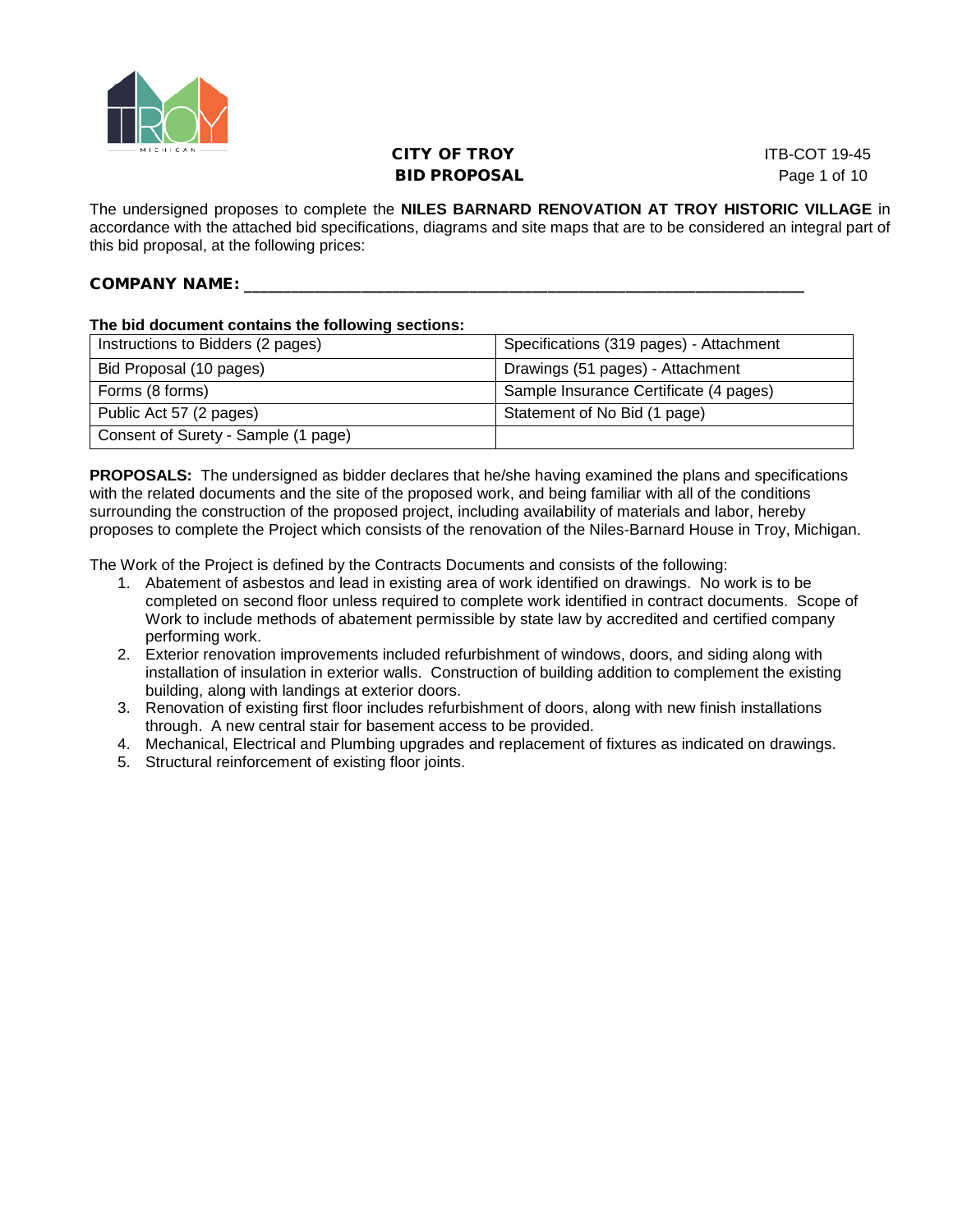# CITY OF TROY
## BID PROPOSAL

ITB-COT 19-45

The undersigned proposes to complete the **NILES BARNARD RENOVATION AT TROY HISTORIC VILLAGE** in accordance with the attached bid specifications, diagrams and site maps that are to be considered an integral part of this bid proposal, at the following prices:

**COMPANY NAME:** ___________________________________________________________

**The bid document contains the following sections:**

| | |
|---|---|
| Instructions to Bidders (2 pages) | Specifications (319 pages) - Attachment |
| Bid Proposal (10 pages) | Drawings (51 pages) - Attachment |
| Forms (8 forms) | Sample Insurance Certificate (4 pages) |
| Public Act 57 (2 pages) | Statement of No Bid (1 page) |
| Consent of Surety - Sample (1 page) | |

**PROPOSALS:** The undersigned as bidder declares that he/she having examined the plans and specifications with the related documents and the site of the proposed work, and being familiar with all of the conditions surrounding the construction of the proposed project, including availability of materials and labor, hereby proposes to complete the Project which consists of the renovation of the Niles-Barnard House in Troy, Michigan.

The Work of the Project is defined by the Contracts Documents and consists of the following:

1. Abatement of asbestos and lead in existing area of work identified on drawings. No work is to be completed on second floor unless required to complete work identified in contract documents. Scope of Work to include methods of abatement permissible by state law by accredited and certified company performing work.
2. Exterior renovation improvements included refurbishment of windows, doors, and siding along with installation of insulation in exterior walls. Construction of building addition to complement the existing building, along with landings at exterior doors.
3. Renovation of existing first floor includes refurbishment of doors, along with new finish installations through. A new central stair for basement access to be provided.
4. Mechanical, Electrical and Plumbing upgrades and replacement of fixtures as indicated on drawings.
5. Structural reinforcement of existing floor joints.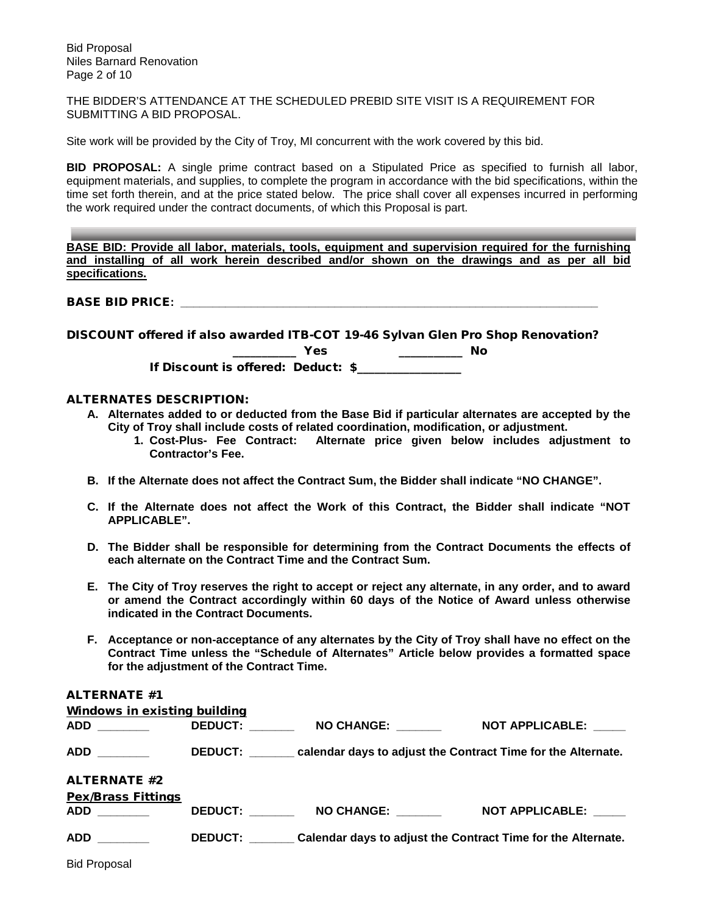THE BIDDER'S ATTENDANCE AT THE SCHEDULED PREBID SITE VISIT IS A REQUIREMENT FOR SUBMITTING A BID PROPOSAL.

Site work will be provided by the City of Troy, MI concurrent with the work covered by this bid.

**BID PROPOSAL:** A single prime contract based on a Stipulated Price as specified to furnish all labor, equipment materials, and supplies, to complete the program in accordance with the bid specifications, within the time set forth therein, and at the price stated below. The price shall cover all expenses incurred in performing the work required under the contract documents, of which this Proposal is part.

---

**BASE BID: Provide all labor, materials, tools, equipment and supervision required for the furnishing and installing of all work herein described and/or shown on the drawings and as per all bid specifications.**

**BASE BID PRICE:** ______________________________________________________________

**DISCOUNT offered if also awarded ITB-COT 19-46 Sylvan Glen Pro Shop Renovation?**

__________ **Yes** __________ **No**

**If Discount is offered: Deduct: $**________________

### ALTERNATES DESCRIPTION:

**A. Alternates added to or deducted from the Base Bid if particular alternates are accepted by the City of Troy shall include costs of related coordination, modification, or adjustment.**
   **1. Cost-Plus- Fee Contract: Alternate price given below includes adjustment to Contractor's Fee.**

**B. If the Alternate does not affect the Contract Sum, the Bidder shall indicate "NO CHANGE".**

**C. If the Alternate does not affect the Work of this Contract, the Bidder shall indicate "NOT APPLICABLE".**

**D. The Bidder shall be responsible for determining from the Contract Documents the effects of each alternate on the Contract Time and the Contract Sum.**

**E. The City of Troy reserves the right to accept or reject any alternate, in any order, and to award or amend the Contract accordingly within 60 days of the Notice of Award unless otherwise indicated in the Contract Documents.**

**F. Acceptance or non-acceptance of any alternates by the City of Troy shall have no effect on the Contract Time unless the "Schedule of Alternates" Article below provides a formatted space for the adjustment of the Contract Time.**

### ALTERNATE #1

**Windows in existing building**

**ADD** ________ **DEDUCT:** _______ **NO CHANGE:** _______ **NOT APPLICABLE:** _____

**ADD** ________ **DEDUCT:** _______ **calendar days to adjust the Contract Time for the Alternate.**

### ALTERNATE #2

**Pex/Brass Fittings**

**ADD** ________ **DEDUCT:** _______ **NO CHANGE:** _______ **NOT APPLICABLE:** _____

**ADD** ________ **DEDUCT:** _______ **Calendar days to adjust the Contract Time for the Alternate.**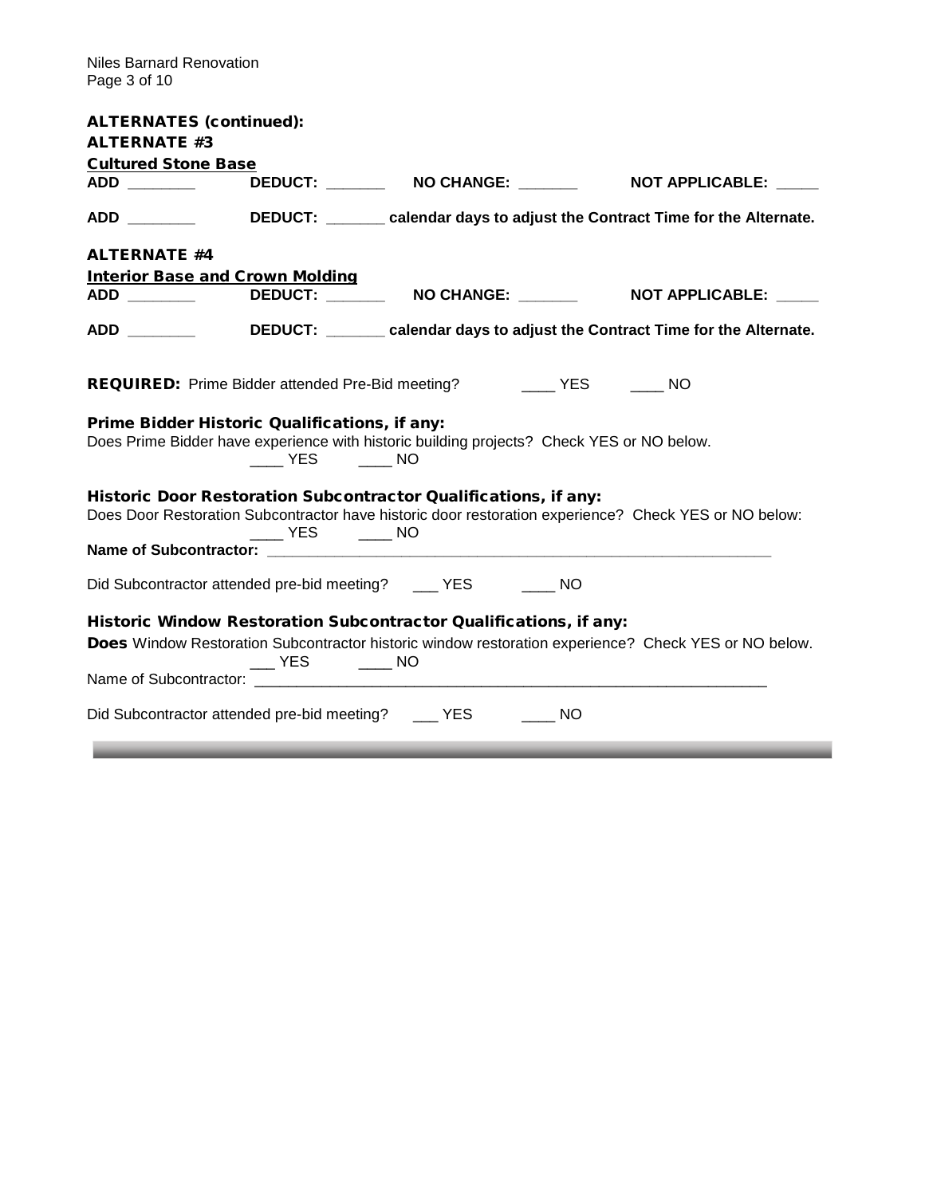**ALTERNATES (continued):**

**ALTERNATE #3**

**Cultured Stone Base**

**ADD ________ DEDUCT: _______ NO CHANGE: _______ NOT APPLICABLE: _____**

**ADD ________ DEDUCT: _______ calendar days to adjust the Contract Time for the Alternate.**

**ALTERNATE #4**

**Interior Base and Crown Molding**

**ADD ________ DEDUCT: _______ NO CHANGE: _______ NOT APPLICABLE: _____**

**ADD ________ DEDUCT: _______ calendar days to adjust the Contract Time for the Alternate.**

**REQUIRED:** Prime Bidder attended Pre-Bid meeting? ____ YES ____ NO

**Prime Bidder Historic Qualifications, if any:**

Does Prime Bidder have experience with historic building projects? Check YES or NO below.

____ YES ____ NO

**Historic Door Restoration Subcontractor Qualifications, if any:**

Does Door Restoration Subcontractor have historic door restoration experience? Check YES or NO below:

____ YES ____ NO

**Name of Subcontractor:** _______________________________________________

Did Subcontractor attended pre-bid meeting? ___ YES ____ NO

**Historic Window Restoration Subcontractor Qualifications, if any:**

**Does** Window Restoration Subcontractor historic window restoration experience? Check YES or NO below.

___ YES ____ NO

Name of Subcontractor: _______________________________________________

Did Subcontractor attended pre-bid meeting? ___ YES ____ NO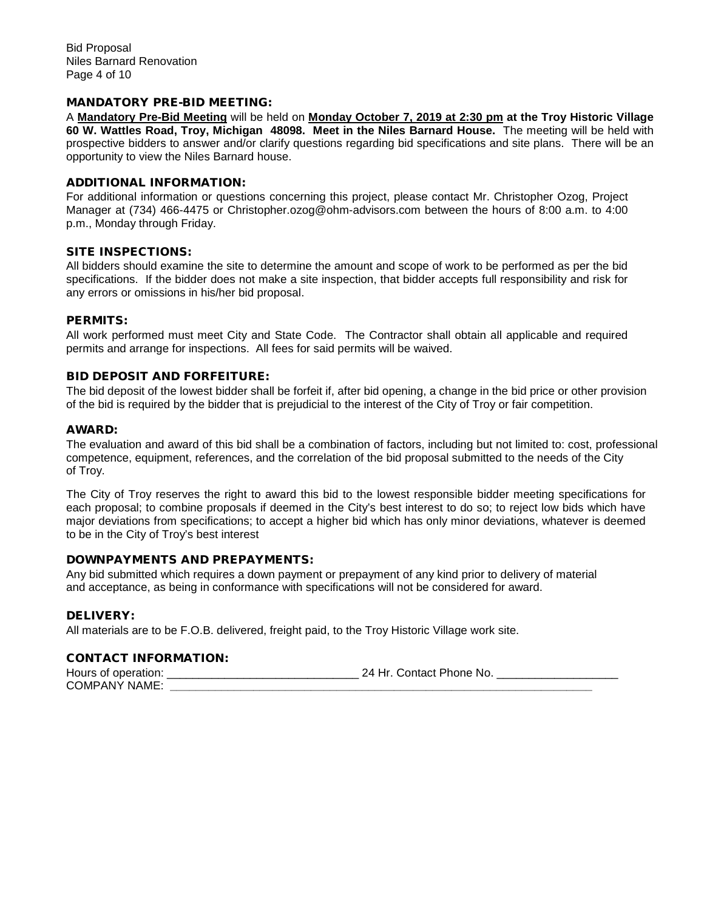## MANDATORY PRE-BID MEETING:

A **Mandatory Pre-Bid Meeting** will be held on **Monday October 7, 2019 at 2:30 pm at the Troy Historic Village 60 W. Wattles Road, Troy, Michigan 48098. Meet in the Niles Barnard House.** The meeting will be held with prospective bidders to answer and/or clarify questions regarding bid specifications and site plans. There will be an opportunity to view the Niles Barnard house.

## ADDITIONAL INFORMATION:

For additional information or questions concerning this project, please contact Mr. Christopher Ozog, Project Manager at (734) 466-4475 or Christopher.ozog@ohm-advisors.com between the hours of 8:00 a.m. to 4:00 p.m., Monday through Friday.

## SITE INSPECTIONS:

All bidders should examine the site to determine the amount and scope of work to be performed as per the bid specifications. If the bidder does not make a site inspection, that bidder accepts full responsibility and risk for any errors or omissions in his/her bid proposal.

## PERMITS:

All work performed must meet City and State Code. The Contractor shall obtain all applicable and required permits and arrange for inspections. All fees for said permits will be waived.

## BID DEPOSIT AND FORFEITURE:

The bid deposit of the lowest bidder shall be forfeit if, after bid opening, a change in the bid price or other provision of the bid is required by the bidder that is prejudicial to the interest of the City of Troy or fair competition.

## AWARD:

The evaluation and award of this bid shall be a combination of factors, including but not limited to: cost, professional competence, equipment, references, and the correlation of the bid proposal submitted to the needs of the City of Troy.

The City of Troy reserves the right to award this bid to the lowest responsible bidder meeting specifications for each proposal; to combine proposals if deemed in the City's best interest to do so; to reject low bids which have major deviations from specifications; to accept a higher bid which has only minor deviations, whatever is deemed to be in the City of Troy's best interest

## DOWNPAYMENTS AND PREPAYMENTS:

Any bid submitted which requires a down payment or prepayment of any kind prior to delivery of material and acceptance, as being in conformance with specifications will not be considered for award.

## DELIVERY:

All materials are to be F.O.B. delivered, freight paid, to the Troy Historic Village work site.

## CONTACT INFORMATION:

Hours of operation: ______________________________ 24 Hr. Contact Phone No. ___________________
COMPANY NAME: ______________________________________________________________________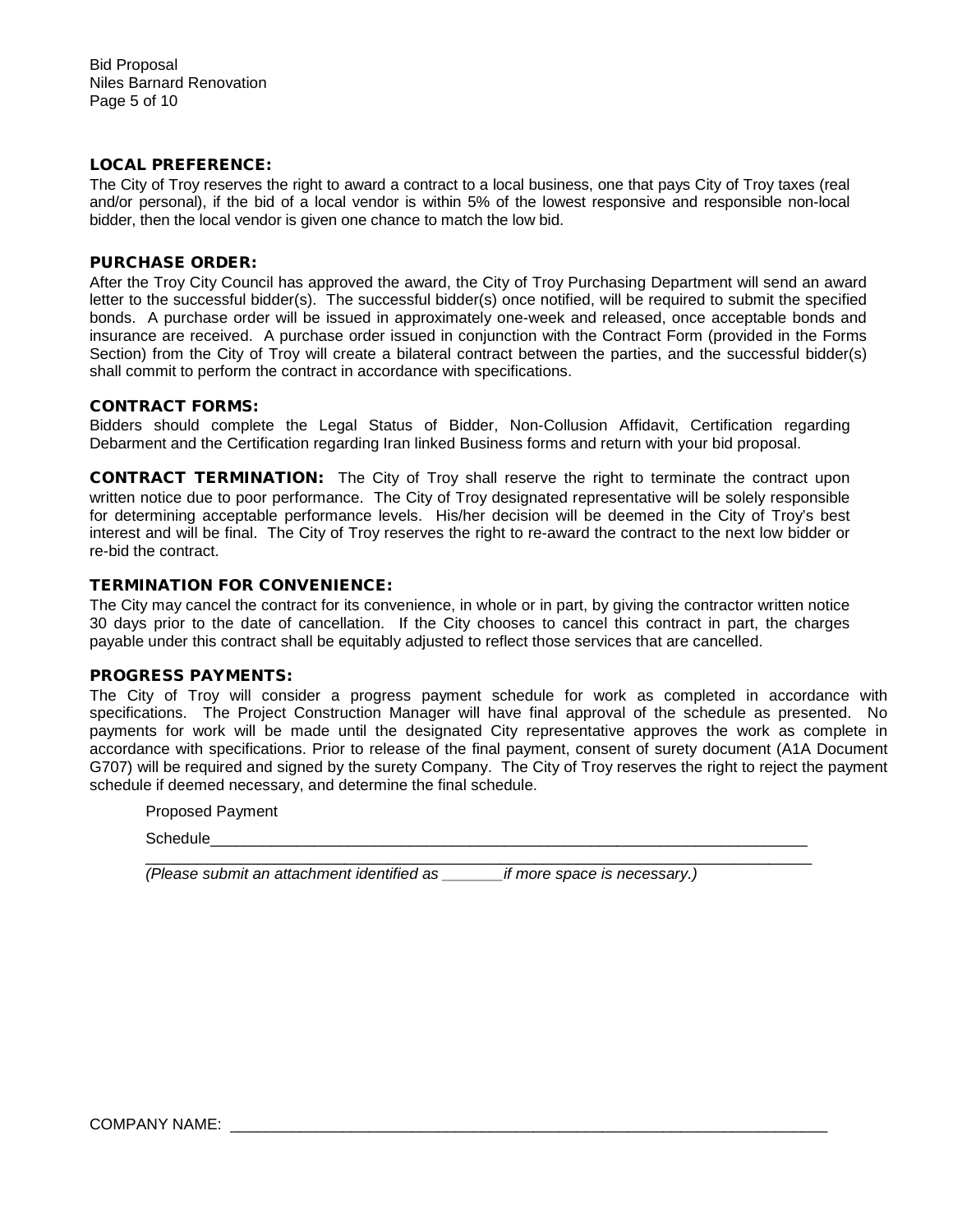**LOCAL PREFERENCE:**

The City of Troy reserves the right to award a contract to a local business, one that pays City of Troy taxes (real and/or personal), if the bid of a local vendor is within 5% of the lowest responsive and responsible non-local bidder, then the local vendor is given one chance to match the low bid.

**PURCHASE ORDER:**

After the Troy City Council has approved the award, the City of Troy Purchasing Department will send an award letter to the successful bidder(s). The successful bidder(s) once notified, will be required to submit the specified bonds. A purchase order will be issued in approximately one-week and released, once acceptable bonds and insurance are received. A purchase order issued in conjunction with the Contract Form (provided in the Forms Section) from the City of Troy will create a bilateral contract between the parties, and the successful bidder(s) shall commit to perform the contract in accordance with specifications.

**CONTRACT FORMS:**

Bidders should complete the Legal Status of Bidder, Non-Collusion Affidavit, Certification regarding Debarment and the Certification regarding Iran linked Business forms and return with your bid proposal.

**CONTRACT TERMINATION:** The City of Troy shall reserve the right to terminate the contract upon written notice due to poor performance. The City of Troy designated representative will be solely responsible for determining acceptable performance levels. His/her decision will be deemed in the City of Troy's best interest and will be final. The City of Troy reserves the right to re-award the contract to the next low bidder or re-bid the contract.

**TERMINATION FOR CONVENIENCE:**

The City may cancel the contract for its convenience, in whole or in part, by giving the contractor written notice 30 days prior to the date of cancellation. If the City chooses to cancel this contract in part, the charges payable under this contract shall be equitably adjusted to reflect those services that are cancelled.

**PROGRESS PAYMENTS:**

The City of Troy will consider a progress payment schedule for work as completed in accordance with specifications. The Project Construction Manager will have final approval of the schedule as presented. No payments for work will be made until the designated City representative approves the work as complete in accordance with specifications. Prior to release of the final payment, consent of surety document (A1A Document G707) will be required and signed by the surety Company. The City of Troy reserves the right to reject the payment schedule if deemed necessary, and determine the final schedule.

Proposed Payment

Schedule___________________________________________________________________________

___________________________________________________________________________________

*(Please submit an attachment identified as _______if more space is necessary.)*

COMPANY NAME: _______________________________________________________________________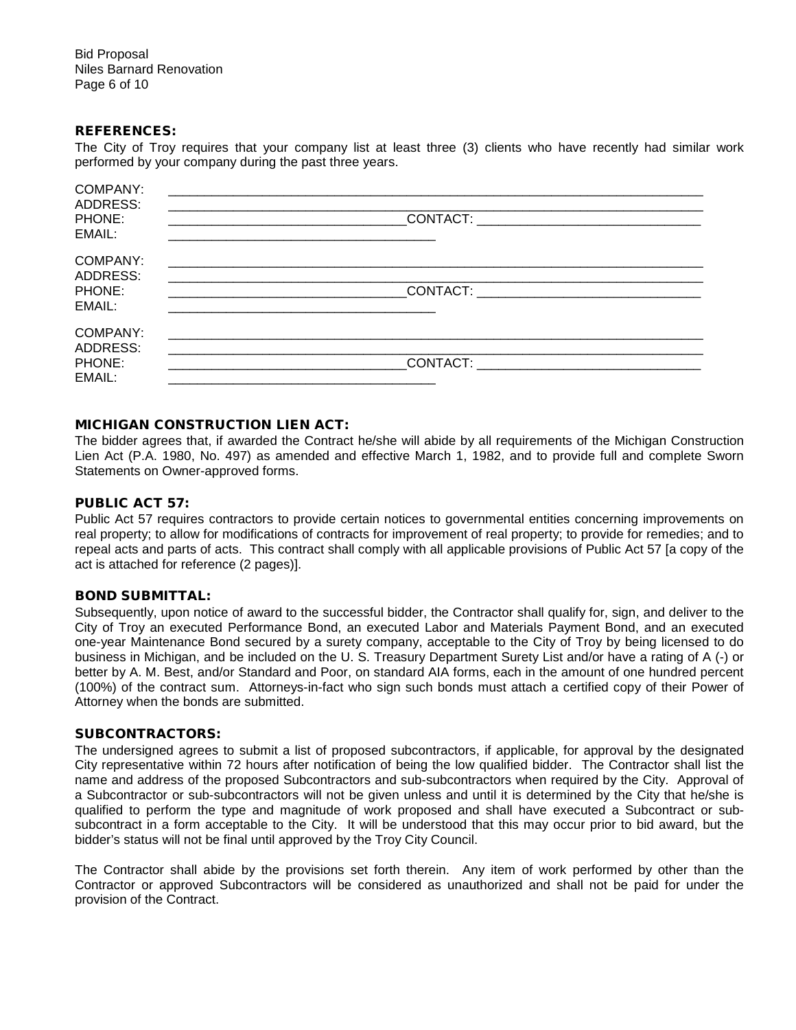## REFERENCES:

The City of Troy requires that your company list at least three (3) clients who have recently had similar work performed by your company during the past three years.

COMPANY: ______________________________________________________________________
ADDRESS: ______________________________________________________________________
PHONE: ______________________________ CONTACT: ______________________________
EMAIL: ____________________________________

COMPANY: ______________________________________________________________________
ADDRESS: ______________________________________________________________________
PHONE: ______________________________ CONTACT: ______________________________
EMAIL: ____________________________________

COMPANY: ______________________________________________________________________
ADDRESS: ______________________________________________________________________
PHONE: ______________________________ CONTACT: ______________________________
EMAIL: ____________________________________

## MICHIGAN CONSTRUCTION LIEN ACT:

The bidder agrees that, if awarded the Contract he/she will abide by all requirements of the Michigan Construction Lien Act (P.A. 1980, No. 497) as amended and effective March 1, 1982, and to provide full and complete Sworn Statements on Owner-approved forms.

## PUBLIC ACT 57:

Public Act 57 requires contractors to provide certain notices to governmental entities concerning improvements on real property; to allow for modifications of contracts for improvement of real property; to provide for remedies; and to repeal acts and parts of acts. This contract shall comply with all applicable provisions of Public Act 57 [a copy of the act is attached for reference (2 pages)].

## BOND SUBMITTAL:

Subsequently, upon notice of award to the successful bidder, the Contractor shall qualify for, sign, and deliver to the City of Troy an executed Performance Bond, an executed Labor and Materials Payment Bond, and an executed one-year Maintenance Bond secured by a surety company, acceptable to the City of Troy by being licensed to do business in Michigan, and be included on the U. S. Treasury Department Surety List and/or have a rating of A (-) or better by A. M. Best, and/or Standard and Poor, on standard AIA forms, each in the amount of one hundred percent (100%) of the contract sum. Attorneys-in-fact who sign such bonds must attach a certified copy of their Power of Attorney when the bonds are submitted.

## SUBCONTRACTORS:

The undersigned agrees to submit a list of proposed subcontractors, if applicable, for approval by the designated City representative within 72 hours after notification of being the low qualified bidder. The Contractor shall list the name and address of the proposed Subcontractors and sub-subcontractors when required by the City. Approval of a Subcontractor or sub-subcontractors will not be given unless and until it is determined by the City that he/she is qualified to perform the type and magnitude of work proposed and shall have executed a Subcontract or sub-subcontract in a form acceptable to the City. It will be understood that this may occur prior to bid award, but the bidder's status will not be final until approved by the Troy City Council.

The Contractor shall abide by the provisions set forth therein. Any item of work performed by other than the Contractor or approved Subcontractors will be considered as unauthorized and shall not be paid for under the provision of the Contract.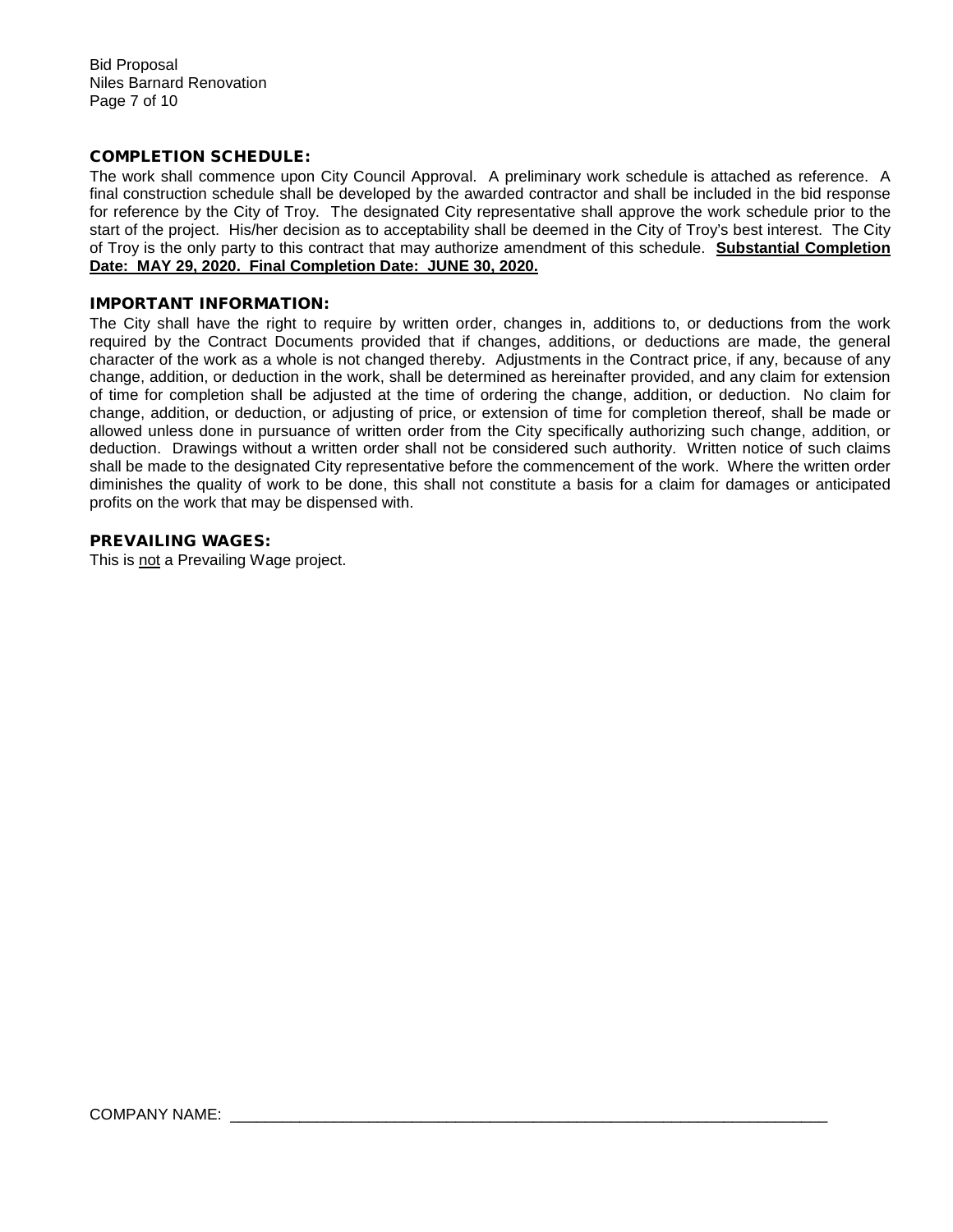## COMPLETION SCHEDULE:

The work shall commence upon City Council Approval. A preliminary work schedule is attached as reference. A final construction schedule shall be developed by the awarded contractor and shall be included in the bid response for reference by the City of Troy. The designated City representative shall approve the work schedule prior to the start of the project. His/her decision as to acceptability shall be deemed in the City of Troy's best interest. The City of Troy is the only party to this contract that may authorize amendment of this schedule. **Substantial Completion Date: MAY 29, 2020. Final Completion Date: JUNE 30, 2020.**

## IMPORTANT INFORMATION:

The City shall have the right to require by written order, changes in, additions to, or deductions from the work required by the Contract Documents provided that if changes, additions, or deductions are made, the general character of the work as a whole is not changed thereby. Adjustments in the Contract price, if any, because of any change, addition, or deduction in the work, shall be determined as hereinafter provided, and any claim for extension of time for completion shall be adjusted at the time of ordering the change, addition, or deduction. No claim for change, addition, or deduction, or adjusting of price, or extension of time for completion thereof, shall be made or allowed unless done in pursuance of written order from the City specifically authorizing such change, addition, or deduction. Drawings without a written order shall not be considered such authority. Written notice of such claims shall be made to the designated City representative before the commencement of the work. Where the written order diminishes the quality of work to be done, this shall not constitute a basis for a claim for damages or anticipated profits on the work that may be dispensed with.

## PREVAILING WAGES:

This is not a Prevailing Wage project.

COMPANY NAME: ______________________________________________________________________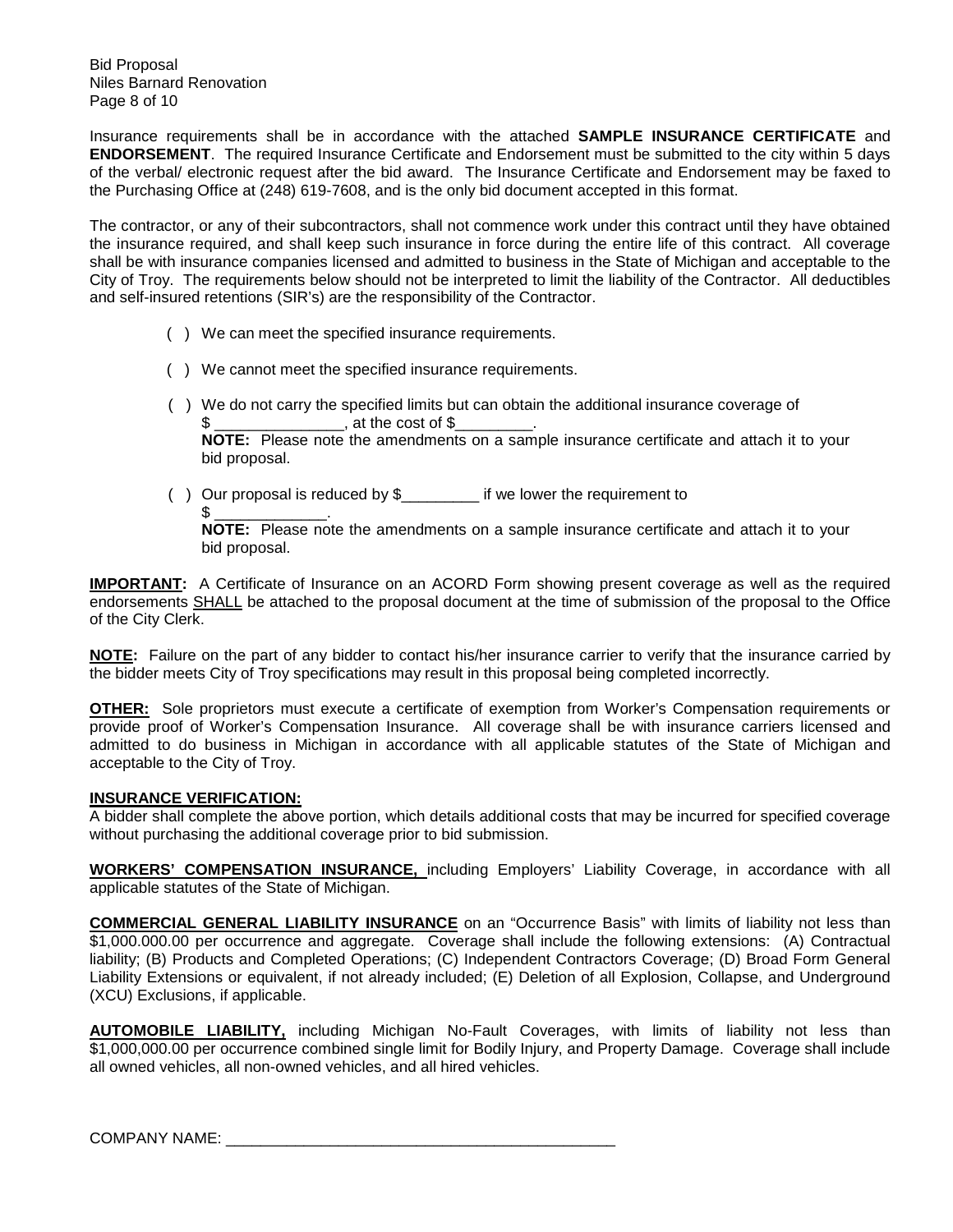Insurance requirements shall be in accordance with the attached **SAMPLE INSURANCE CERTIFICATE** and **ENDORSEMENT**. The required Insurance Certificate and Endorsement must be submitted to the city within 5 days of the verbal/ electronic request after the bid award. The Insurance Certificate and Endorsement may be faxed to the Purchasing Office at (248) 619-7608, and is the only bid document accepted in this format.

The contractor, or any of their subcontractors, shall not commence work under this contract until they have obtained the insurance required, and shall keep such insurance in force during the entire life of this contract. All coverage shall be with insurance companies licensed and admitted to business in the State of Michigan and acceptable to the City of Troy. The requirements below should not be interpreted to limit the liability of the Contractor. All deductibles and self-insured retentions (SIR's) are the responsibility of the Contractor.

( ) We can meet the specified insurance requirements.

( ) We cannot meet the specified insurance requirements.

( ) We do not carry the specified limits but can obtain the additional insurance coverage of $ _______________, at the cost of $_________.
**NOTE:** Please note the amendments on a sample insurance certificate and attach it to your bid proposal.

( ) Our proposal is reduced by $_________ if we lower the requirement to $ _____________.
**NOTE:** Please note the amendments on a sample insurance certificate and attach it to your bid proposal.

**IMPORTANT:** A Certificate of Insurance on an ACORD Form showing present coverage as well as the required endorsements SHALL be attached to the proposal document at the time of submission of the proposal to the Office of the City Clerk.

**NOTE:** Failure on the part of any bidder to contact his/her insurance carrier to verify that the insurance carried by the bidder meets City of Troy specifications may result in this proposal being completed incorrectly.

**OTHER:** Sole proprietors must execute a certificate of exemption from Worker's Compensation requirements or provide proof of Worker's Compensation Insurance. All coverage shall be with insurance carriers licensed and admitted to do business in Michigan in accordance with all applicable statutes of the State of Michigan and acceptable to the City of Troy.

**INSURANCE VERIFICATION:**
A bidder shall complete the above portion, which details additional costs that may be incurred for specified coverage without purchasing the additional coverage prior to bid submission.

**WORKERS' COMPENSATION INSURANCE,** including Employers' Liability Coverage, in accordance with all applicable statutes of the State of Michigan.

**COMMERCIAL GENERAL LIABILITY INSURANCE** on an "Occurrence Basis" with limits of liability not less than $1,000.000.00 per occurrence and aggregate. Coverage shall include the following extensions: (A) Contractual liability; (B) Products and Completed Operations; (C) Independent Contractors Coverage; (D) Broad Form General Liability Extensions or equivalent, if not already included; (E) Deletion of all Explosion, Collapse, and Underground (XCU) Exclusions, if applicable.

**AUTOMOBILE LIABILITY,** including Michigan No-Fault Coverages, with limits of liability not less than $1,000,000.00 per occurrence combined single limit for Bodily Injury, and Property Damage. Coverage shall include all owned vehicles, all non-owned vehicles, and all hired vehicles.

COMPANY NAME: _____________________________________________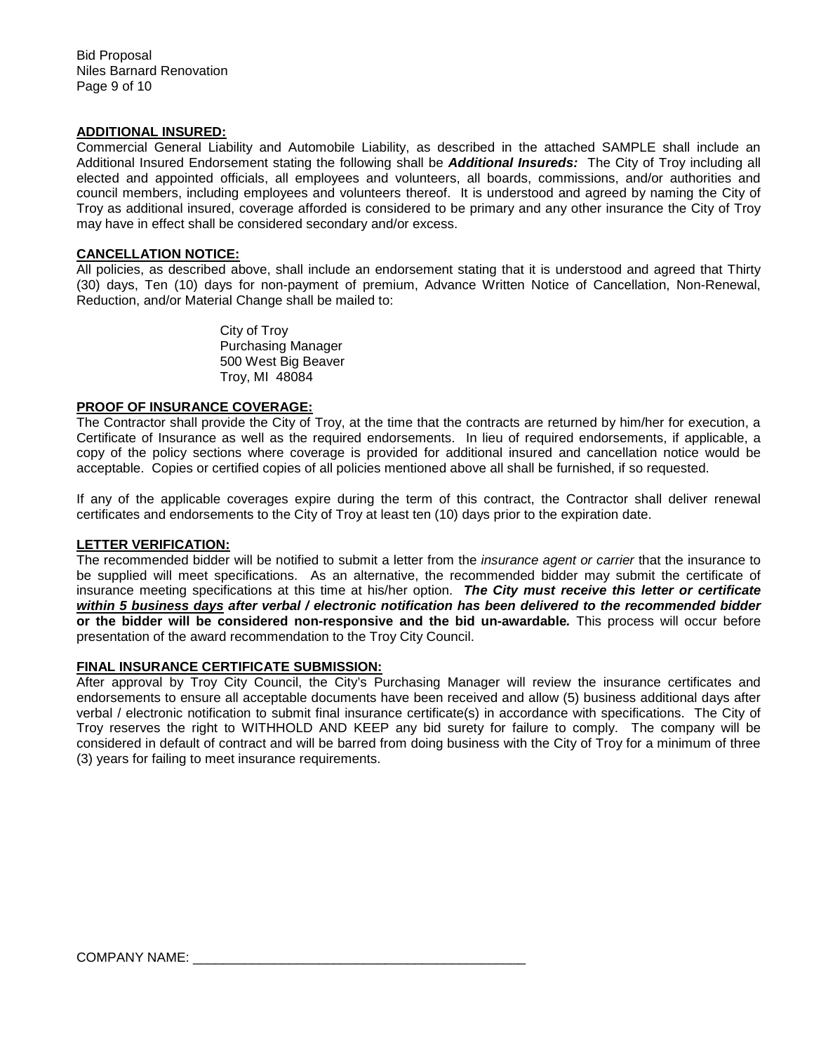## ADDITIONAL INSURED:

Commercial General Liability and Automobile Liability, as described in the attached SAMPLE shall include an Additional Insured Endorsement stating the following shall be ***Additional Insureds:*** The City of Troy including all elected and appointed officials, all employees and volunteers, all boards, commissions, and/or authorities and council members, including employees and volunteers thereof. It is understood and agreed by naming the City of Troy as additional insured, coverage afforded is considered to be primary and any other insurance the City of Troy may have in effect shall be considered secondary and/or excess.

## CANCELLATION NOTICE:

All policies, as described above, shall include an endorsement stating that it is understood and agreed that Thirty (30) days, Ten (10) days for non-payment of premium, Advance Written Notice of Cancellation, Non-Renewal, Reduction, and/or Material Change shall be mailed to:

City of Troy
Purchasing Manager
500 West Big Beaver
Troy, MI 48084

## PROOF OF INSURANCE COVERAGE:

The Contractor shall provide the City of Troy, at the time that the contracts are returned by him/her for execution, a Certificate of Insurance as well as the required endorsements. In lieu of required endorsements, if applicable, a copy of the policy sections where coverage is provided for additional insured and cancellation notice would be acceptable. Copies or certified copies of all policies mentioned above all shall be furnished, if so requested.

If any of the applicable coverages expire during the term of this contract, the Contractor shall deliver renewal certificates and endorsements to the City of Troy at least ten (10) days prior to the expiration date.

## LETTER VERIFICATION:

The recommended bidder will be notified to submit a letter from the *insurance agent or carrier* that the insurance to be supplied will meet specifications. As an alternative, the recommended bidder may submit the certificate of insurance meeting specifications at this time at his/her option. ***The City must receive this letter or certificate <u>within 5 business days</u> after verbal / electronic notification has been delivered to the recommended bidder*** **or the bidder will be considered non-responsive and the bid un-awardable*.*** This process will occur before presentation of the award recommendation to the Troy City Council.

## FINAL INSURANCE CERTIFICATE SUBMISSION:

After approval by Troy City Council, the City's Purchasing Manager will review the insurance certificates and endorsements to ensure all acceptable documents have been received and allow (5) business additional days after verbal / electronic notification to submit final insurance certificate(s) in accordance with specifications. The City of Troy reserves the right to WITHHOLD AND KEEP any bid surety for failure to comply. The company will be considered in default of contract and will be barred from doing business with the City of Troy for a minimum of three (3) years for failing to meet insurance requirements.

COMPANY NAME: _______________________________________________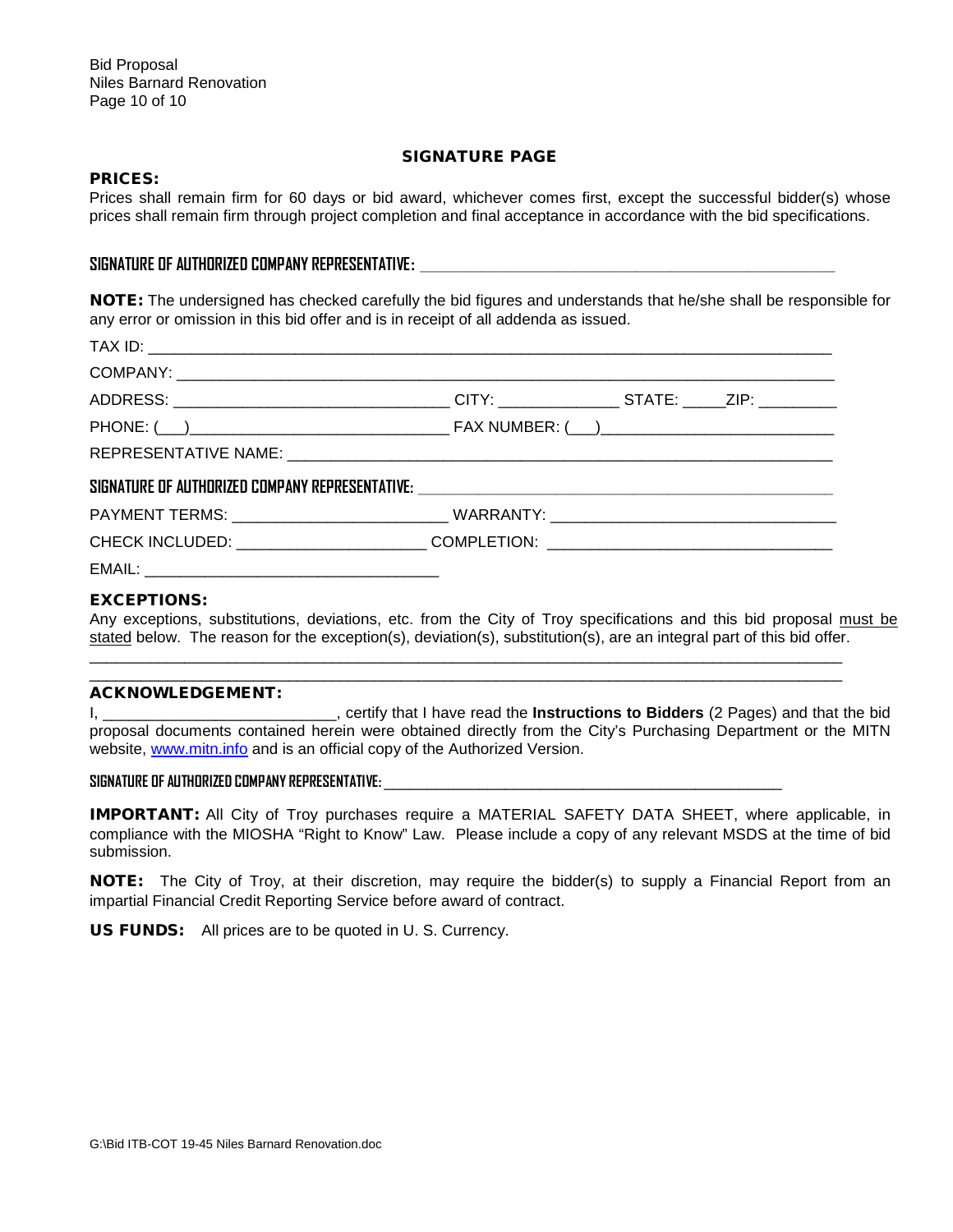## SIGNATURE PAGE

**PRICES:**
Prices shall remain firm for 60 days or bid award, whichever comes first, except the successful bidder(s) whose prices shall remain firm through project completion and final acceptance in accordance with the bid specifications.

**SIGNATURE OF AUTHORIZED COMPANY REPRESENTATIVE:** ______________________________________________

**NOTE:** The undersigned has checked carefully the bid figures and understands that he/she shall be responsible for any error or omission in this bid offer and is in receipt of all addenda as issued.

TAX ID: ______________________________________________________________________________

COMPANY: ____________________________________________________________________________

ADDRESS: ______________________________ CITY: _____________ STATE: _____ZIP: _________

PHONE: (___)____________________________ FAX NUMBER: (___)__________________________

REPRESENTATIVE NAME: _______________________________________________________________

**SIGNATURE OF AUTHORIZED COMPANY REPRESENTATIVE:** ______________________________________________

PAYMENT TERMS: _______________________ WARRANTY: ______________________________

CHECK INCLUDED: ____________________ COMPLETION: ______________________________

EMAIL: _________________________________

**EXCEPTIONS:**
Any exceptions, substitutions, deviations, etc. from the City of Troy specifications and this bid proposal must be stated below. The reason for the exception(s), deviation(s), substitution(s), are an integral part of this bid offer.

_____________________________________________________________________________________

_____________________________________________________________________________________

**ACKNOWLEDGEMENT:**
I, __________________________, certify that I have read the **Instructions to Bidders** (2 Pages) and that the bid proposal documents contained herein were obtained directly from the City's Purchasing Department or the MITN website, www.mitn.info and is an official copy of the Authorized Version.

**SIGNATURE OF AUTHORIZED COMPANY REPRESENTATIVE:** ______________________________________________

**IMPORTANT:** All City of Troy purchases require a MATERIAL SAFETY DATA SHEET, where applicable, in compliance with the MIOSHA "Right to Know" Law. Please include a copy of any relevant MSDS at the time of bid submission.

**NOTE:** The City of Troy, at their discretion, may require the bidder(s) to supply a Financial Report from an impartial Financial Credit Reporting Service before award of contract.

**US FUNDS:** All prices are to be quoted in U. S. Currency.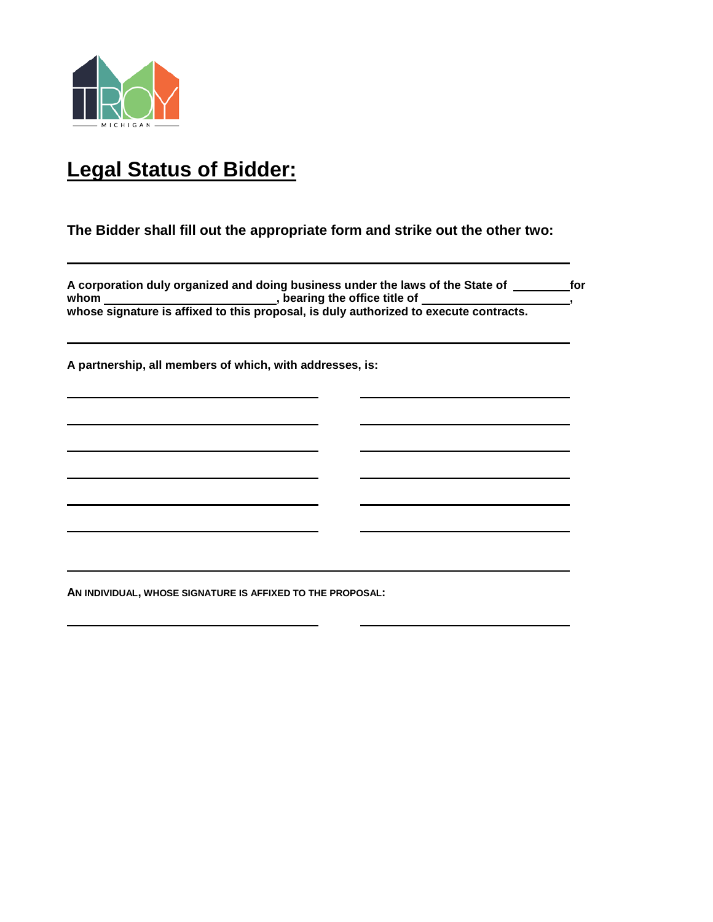# Legal Status of Bidder:

**The Bidder shall fill out the appropriate form and strike out the other two:**

---

**A corporation duly organized and doing business under the laws of the State of ________ for whom __________________________, bearing the office title of ______________________, whose signature is affixed to this proposal, is duly authorized to execute contracts.**

---

**A partnership, all members of which, with addresses, is:**

______________________________ ______________________________

______________________________ ______________________________

______________________________ ______________________________

______________________________ ______________________________

______________________________ ______________________________

______________________________ ______________________________

---

**AN INDIVIDUAL, WHOSE SIGNATURE IS AFFIXED TO THE PROPOSAL:**

______________________________ ______________________________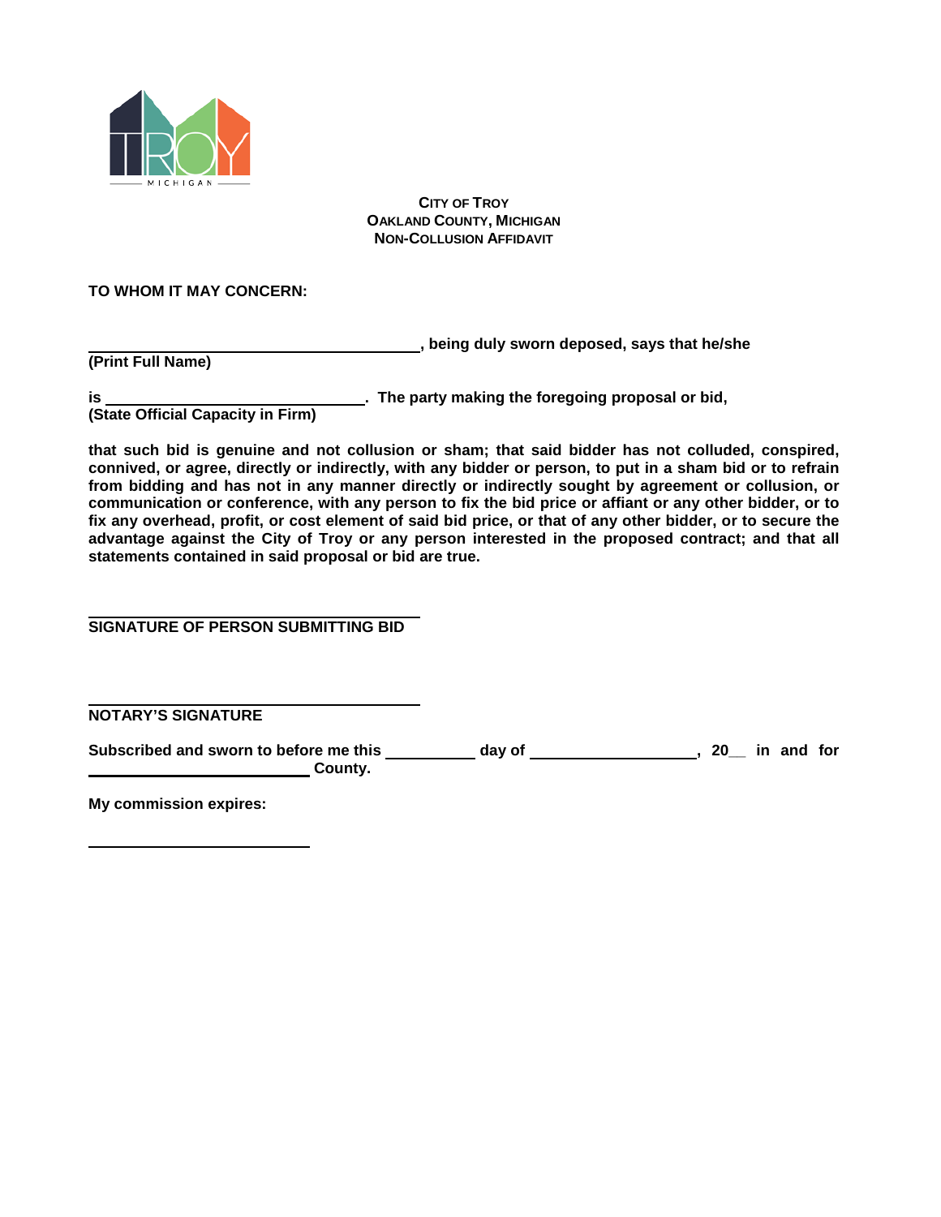**CITY OF TROY**
**OAKLAND COUNTY, MICHIGAN**
**NON-COLLUSION AFFIDAVIT**

**TO WHOM IT MAY CONCERN:**

**______________________________________, being duly sworn deposed, says that he/she**
**(Print Full Name)**

**is ______________________________. The party making the foregoing proposal or bid,**
**(State Official Capacity in Firm)**

**that such bid is genuine and not collusion or sham; that said bidder has not colluded, conspired, connived, or agree, directly or indirectly, with any bidder or person, to put in a sham bid or to refrain from bidding and has not in any manner directly or indirectly sought by agreement or collusion, or communication or conference, with any person to fix the bid price or affiant or any other bidder, or to fix any overhead, profit, or cost element of said bid price, or that of any other bidder, or to secure the advantage against the City of Troy or any person interested in the proposed contract; and that all statements contained in said proposal or bid are true.**

______________________________________
**SIGNATURE OF PERSON SUBMITTING BID**

______________________________________
**NOTARY'S SIGNATURE**

**Subscribed and sworn to before me this __________ day of ___________________, 20__ in and for _________________________ County.**

**My commission expires:**

_________________________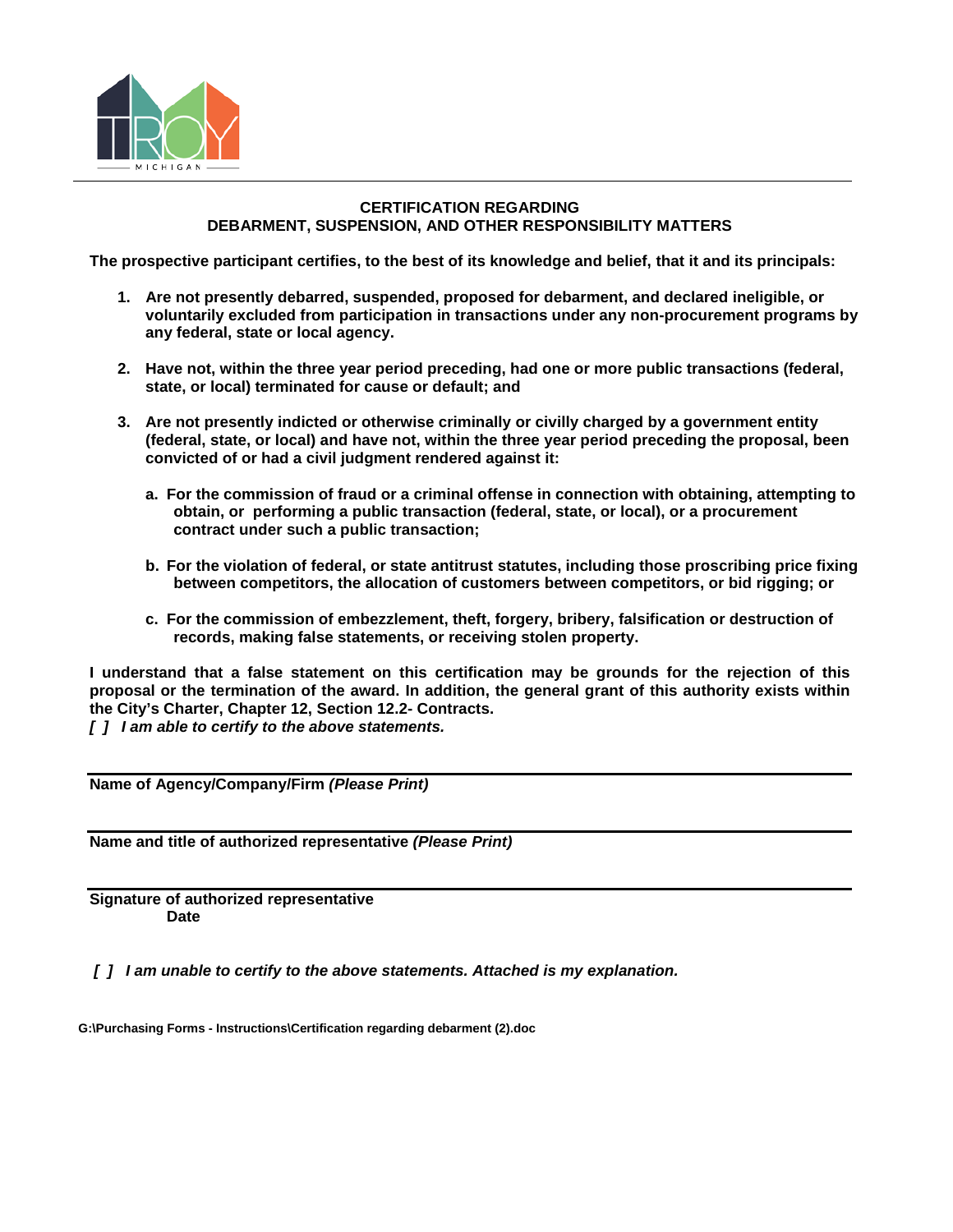## CERTIFICATION REGARDING
## DEBARMENT, SUSPENSION, AND OTHER RESPONSIBILITY MATTERS

**The prospective participant certifies, to the best of its knowledge and belief, that it and its principals:**

1. **Are not presently debarred, suspended, proposed for debarment, and declared ineligible, or voluntarily excluded from participation in transactions under any non-procurement programs by any federal, state or local agency.**

2. **Have not, within the three year period preceding, had one or more public transactions (federal, state, or local) terminated for cause or default; and**

3. **Are not presently indicted or otherwise criminally or civilly charged by a government entity (federal, state, or local) and have not, within the three year period preceding the proposal, been convicted of or had a civil judgment rendered against it:**

   a. **For the commission of fraud or a criminal offense in connection with obtaining, attempting to obtain, or performing a public transaction (federal, state, or local), or a procurement contract under such a public transaction;**

   b. **For the violation of federal, or state antitrust statutes, including those proscribing price fixing between competitors, the allocation of customers between competitors, or bid rigging; or**

   c. **For the commission of embezzlement, theft, forgery, bribery, falsification or destruction of records, making false statements, or receiving stolen property.**

**I understand that a false statement on this certification may be grounds for the rejection of this proposal or the termination of the award. In addition, the general grant of this authority exists within the City's Charter, Chapter 12, Section 12.2- Contracts.**

***[ ] I am able to certify to the above statements.***

---

**Name of Agency/Company/Firm *(Please Print)***

---

**Name and title of authorized representative *(Please Print)***

---

**Signature of authorized representative**
**Date**

***[ ] I am unable to certify to the above statements. Attached is my explanation.***

**G:\Purchasing Forms - Instructions\Certification regarding debarment (2).doc**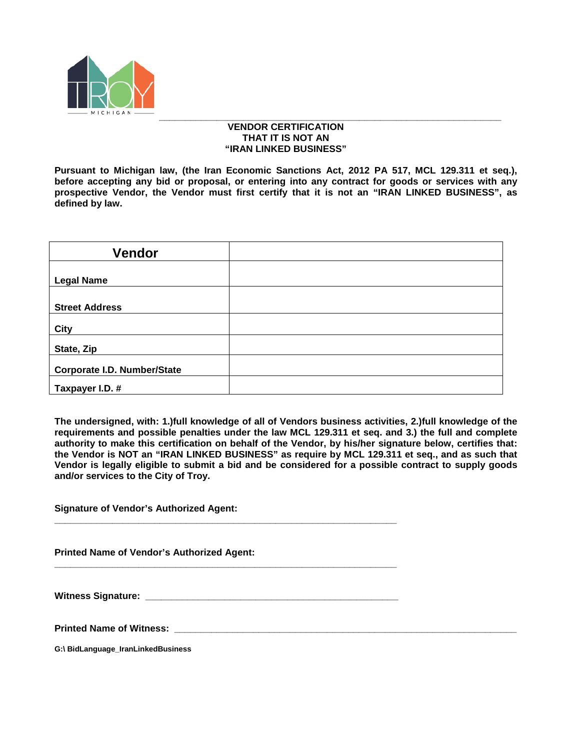## VENDOR CERTIFICATION THAT IT IS NOT AN "IRAN LINKED BUSINESS"

**Pursuant to Michigan law, (the Iran Economic Sanctions Act, 2012 PA 517, MCL 129.311 et seq.), before accepting any bid or proposal, or entering into any contract for goods or services with any prospective Vendor, the Vendor must first certify that it is not an "IRAN LINKED BUSINESS", as defined by law.**

| Vendor | |
|---|---|
| **Legal Name** | |
| **Street Address** | |
| **City** | |
| **State, Zip** | |
| **Corporate I.D. Number/State** | |
| **Taxpayer I.D. #** | |

**The undersigned, with: 1.)full knowledge of all of Vendors business activities, 2.)full knowledge of the requirements and possible penalties under the law MCL 129.311 et seq. and 3.) the full and complete authority to make this certification on behalf of the Vendor, by his/her signature below, certifies that: the Vendor is NOT an "IRAN LINKED BUSINESS" as require by MCL 129.311 et seq., and as such that Vendor is legally eligible to submit a bid and be considered for a possible contract to supply goods and/or services to the City of Troy.**

**Signature of Vendor's Authorized Agent:**

_______________________________________________

**Printed Name of Vendor's Authorized Agent:**

_______________________________________________

**Witness Signature:** _______________________________________________

**Printed Name of Witness:** _______________________________________________

**G:\ BidLanguage_IranLinkedBusiness**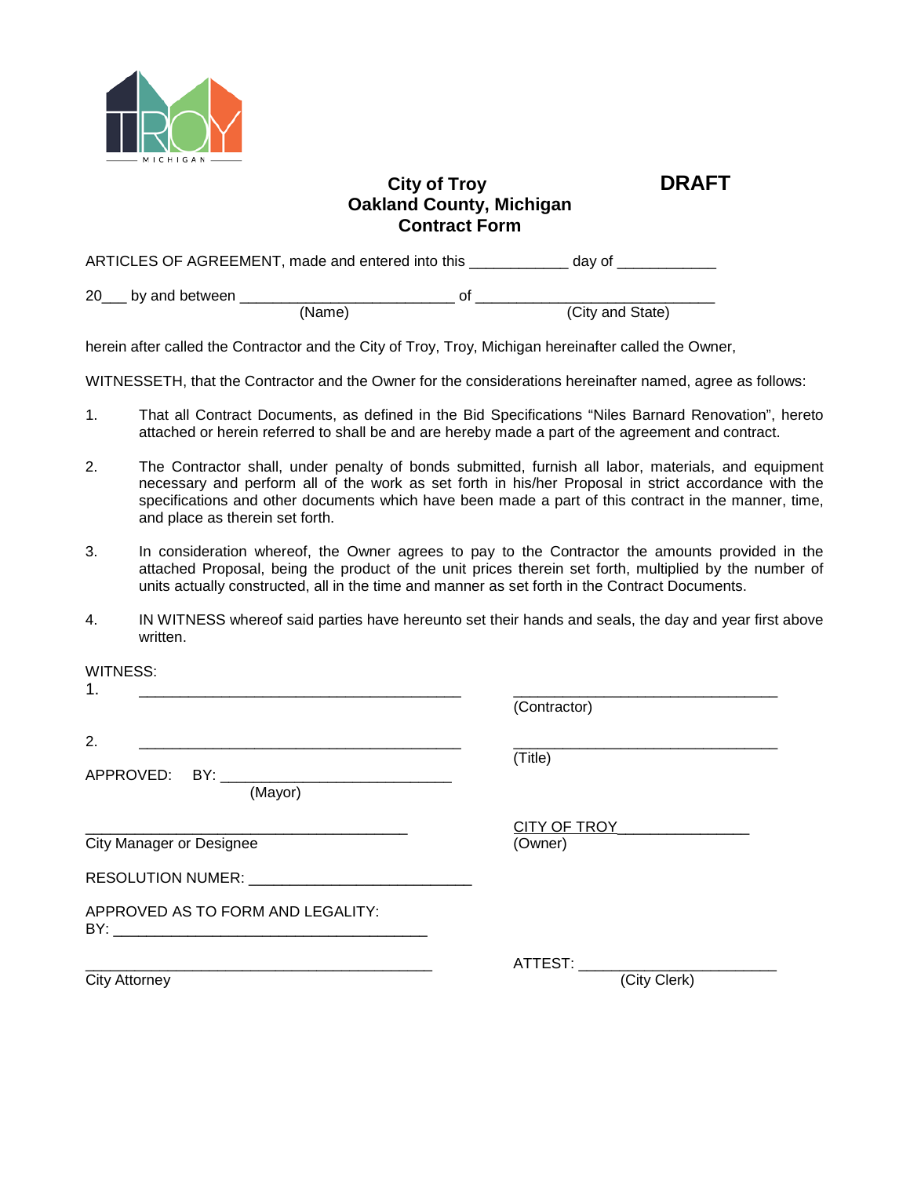# City of Troy
## Oakland County, Michigan
## Contract Form

**DRAFT**

ARTICLES OF AGREEMENT, made and entered into this ____________ day of ____________

20___ by and between __________________________ of _____________________________
(Name) (City and State)

herein after called the Contractor and the City of Troy, Troy, Michigan hereinafter called the Owner,

WITNESSETH, that the Contractor and the Owner for the considerations hereinafter named, agree as follows:

1. That all Contract Documents, as defined in the Bid Specifications "Niles Barnard Renovation", hereto attached or herein referred to shall be and are hereby made a part of the agreement and contract.

2. The Contractor shall, under penalty of bonds submitted, furnish all labor, materials, and equipment necessary and perform all of the work as set forth in his/her Proposal in strict accordance with the specifications and other documents which have been made a part of this contract in the manner, time, and place as therein set forth.

3. In consideration whereof, the Owner agrees to pay to the Contractor the amounts provided in the attached Proposal, being the product of the unit prices therein set forth, multiplied by the number of units actually constructed, all in the time and manner as set forth in the Contract Documents.

4. IN WITNESS whereof said parties have hereunto set their hands and seals, the day and year first above written.

WITNESS:

1. _______________________________________ _________________________________
(Contractor)

2. _______________________________________ _________________________________
(Title)

APPROVED: BY: ____________________________
(Mayor)

_______________________________________ CITY OF TROY________________
City Manager or Designee (Owner)

RESOLUTION NUMER: ___________________________

APPROVED AS TO FORM AND LEGALITY:
BY: _______________________________________

__________________________________________ ATTEST: _______________________
City Attorney (City Clerk)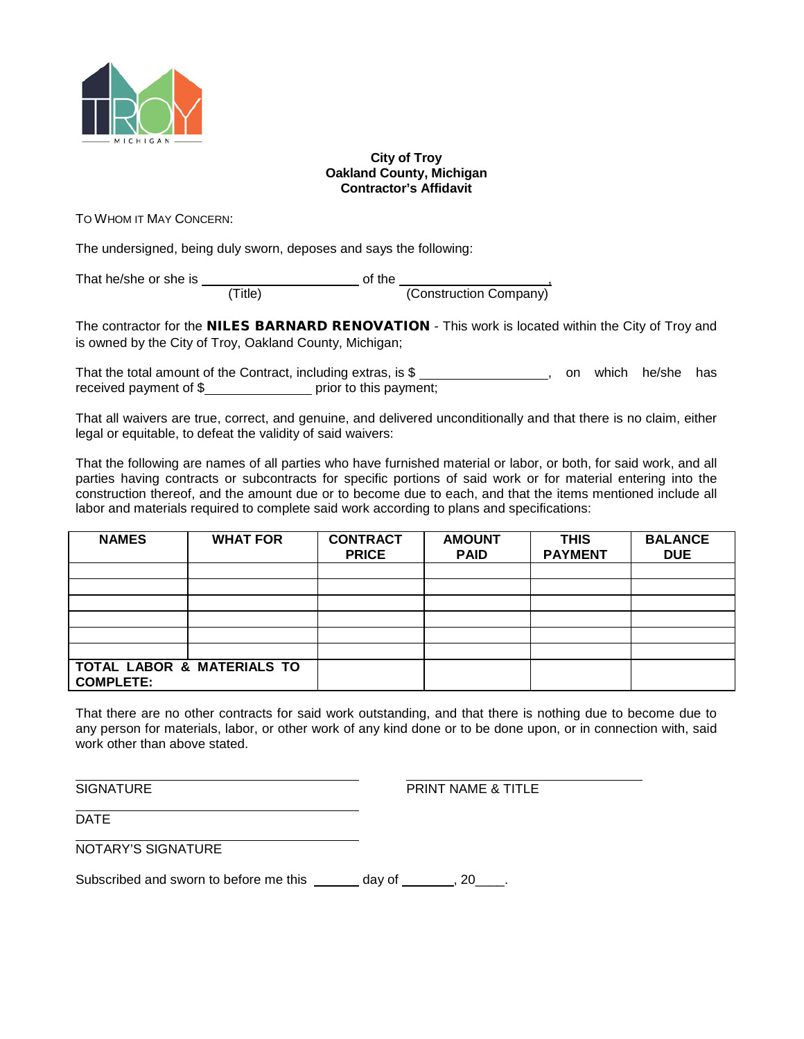**City of Troy**
**Oakland County, Michigan**
**Contractor's Affidavit**

TO WHOM IT MAY CONCERN:

The undersigned, being duly sworn, deposes and says the following:

That he/she or she is ______________________ of the ______________________,
(Title) (Construction Company)

The contractor for the **NILES BARNARD RENOVATION** - This work is located within the City of Troy and is owned by the City of Troy, Oakland County, Michigan;

That the total amount of the Contract, including extras, is $ __________________, on which he/she has received payment of $______________ prior to this payment;

That all waivers are true, correct, and genuine, and delivered unconditionally and that there is no claim, either legal or equitable, to defeat the validity of said waivers:

That the following are names of all parties who have furnished material or labor, or both, for said work, and all parties having contracts or subcontracts for specific portions of said work or for material entering into the construction thereof, and the amount due or to become due to each, and that the items mentioned include all labor and materials required to complete said work according to plans and specifications:

| NAMES | WHAT FOR | CONTRACT PRICE | AMOUNT PAID | THIS PAYMENT | BALANCE DUE |
|---|---|---|---|---|---|
| | | | | | |
| | | | | | |
| | | | | | |
| | | | | | |
| | | | | | |
| | | | | | |
| **TOTAL LABOR & MATERIALS TO COMPLETE:** | | | | | |

That there are no other contracts for said work outstanding, and that there is nothing due to become due to any person for materials, labor, or other work of any kind done or to be done upon, or in connection with, said work other than above stated.

______________________________ ______________________________
SIGNATURE PRINT NAME & TITLE

______________________________
DATE

______________________________
NOTARY'S SIGNATURE

Subscribed and sworn to before me this ______ day of _______, 20____.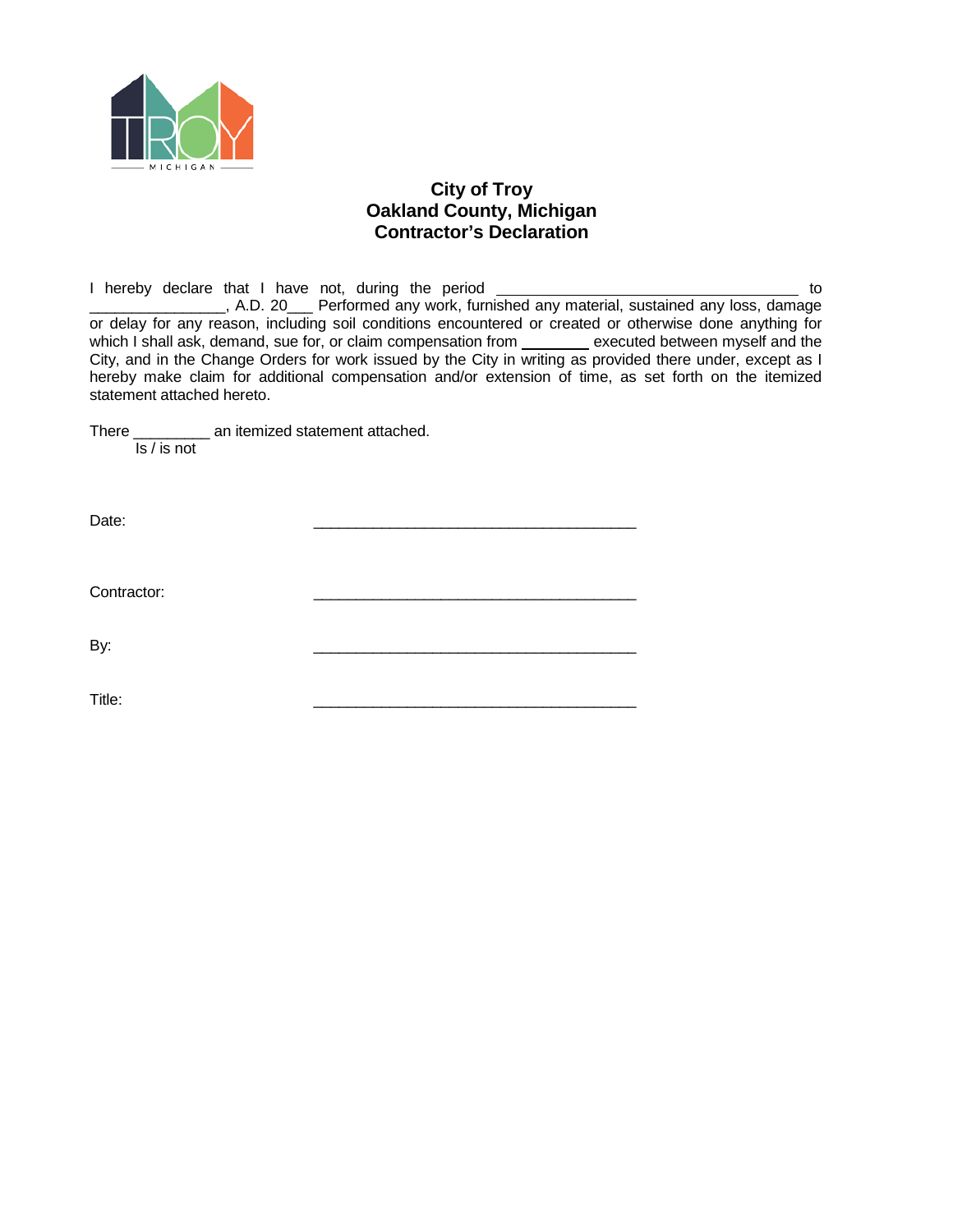# City of Troy
# Oakland County, Michigan
# Contractor's Declaration

I hereby declare that I have not, during the period ________________________________ to ________________, A.D. 20___ Performed any work, furnished any material, sustained any loss, damage or delay for any reason, including soil conditions encountered or created or otherwise done anything for which I shall ask, demand, sue for, or claim compensation from ________ executed between myself and the City, and in the Change Orders for work issued by the City in writing as provided there under, except as I hereby make claim for additional compensation and/or extension of time, as set forth on the itemized statement attached hereto.

There _________ an itemized statement attached.
Is / is not

Date: ______________________________________

Contractor: ______________________________________

By: ______________________________________

Title: ______________________________________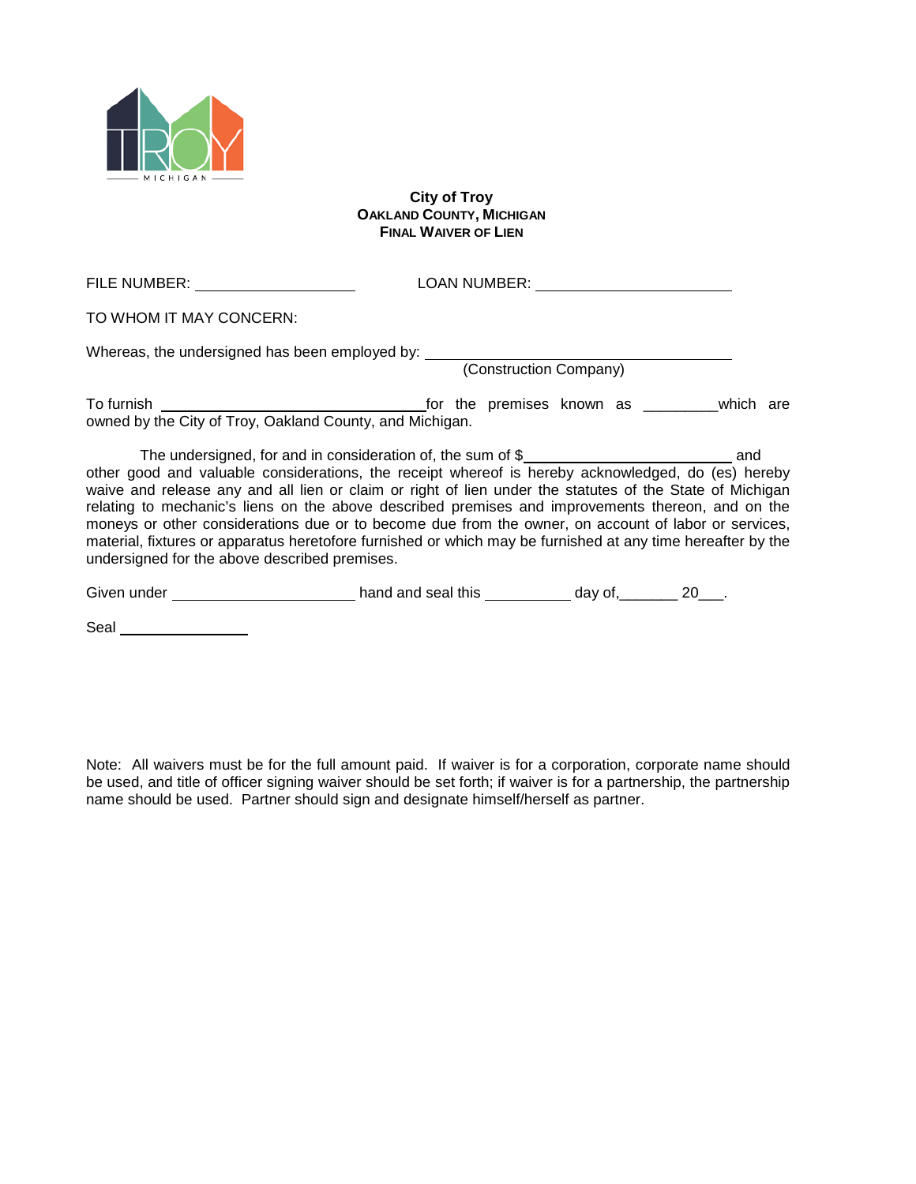**City of Troy**
**OAKLAND COUNTY, MICHIGAN**
**FINAL WAIVER OF LIEN**

FILE NUMBER: ____________________ LOAN NUMBER: ________________________

TO WHOM IT MAY CONCERN:

Whereas, the undersigned has been employed by: ______________________________________
(Construction Company)

To furnish ________________________________ for the premises known as _________ which are owned by the City of Troy, Oakland County, and Michigan.

The undersigned, for and in consideration of, the sum of $_________________________ and other good and valuable considerations, the receipt whereof is hereby acknowledged, do (es) hereby waive and release any and all lien or claim or right of lien under the statutes of the State of Michigan relating to mechanic's liens on the above described premises and improvements thereon, and on the moneys or other considerations due or to become due from the owner, on account of labor or services, material, fixtures or apparatus heretofore furnished or which may be furnished at any time hereafter by the undersigned for the above described premises.

Given under ______________________ hand and seal this __________ day of,_______ 20___.

Seal ________________

Note: All waivers must be for the full amount paid. If waiver is for a corporation, corporate name should be used, and title of officer signing waiver should be set forth; if waiver is for a partnership, the partnership name should be used. Partner should sign and designate himself/herself as partner.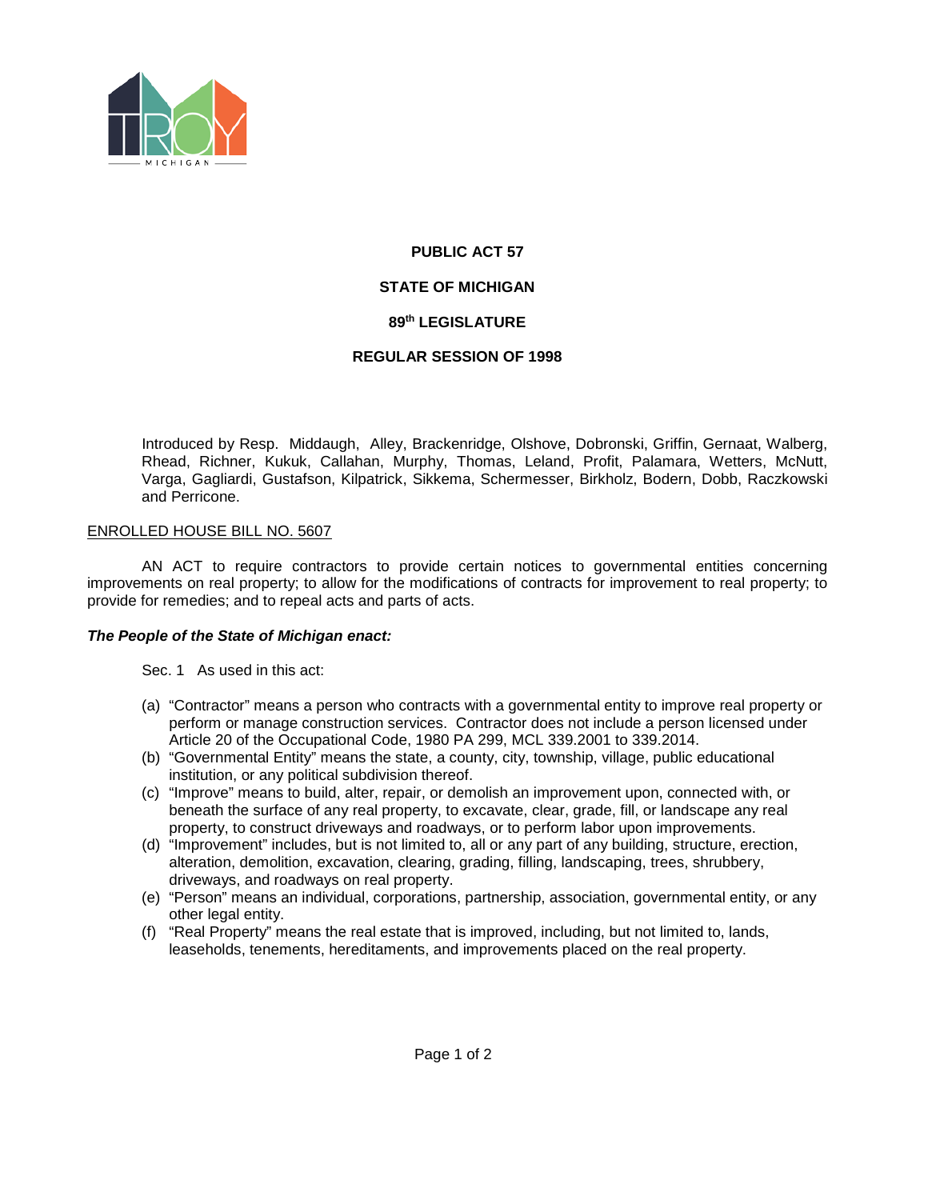**PUBLIC ACT 57**

**STATE OF MICHIGAN**

**89th LEGISLATURE**

**REGULAR SESSION OF 1998**

Introduced by Resp. Middaugh, Alley, Brackenridge, Olshove, Dobronski, Griffin, Gernaat, Walberg, Rhead, Richner, Kukuk, Callahan, Murphy, Thomas, Leland, Profit, Palamara, Wetters, McNutt, Varga, Gagliardi, Gustafson, Kilpatrick, Sikkema, Schermesser, Birkholz, Bodern, Dobb, Raczkowski and Perricone.

ENROLLED HOUSE BILL NO. 5607

AN ACT to require contractors to provide certain notices to governmental entities concerning improvements on real property; to allow for the modifications of contracts for improvement to real property; to provide for remedies; and to repeal acts and parts of acts.

***The People of the State of Michigan enact:***

Sec. 1 As used in this act:

(a) "Contractor" means a person who contracts with a governmental entity to improve real property or perform or manage construction services. Contractor does not include a person licensed under Article 20 of the Occupational Code, 1980 PA 299, MCL 339.2001 to 339.2014.
(b) "Governmental Entity" means the state, a county, city, township, village, public educational institution, or any political subdivision thereof.
(c) "Improve" means to build, alter, repair, or demolish an improvement upon, connected with, or beneath the surface of any real property, to excavate, clear, grade, fill, or landscape any real property, to construct driveways and roadways, or to perform labor upon improvements.
(d) "Improvement" includes, but is not limited to, all or any part of any building, structure, erection, alteration, demolition, excavation, clearing, grading, filling, landscaping, trees, shrubbery, driveways, and roadways on real property.
(e) "Person" means an individual, corporations, partnership, association, governmental entity, or any other legal entity.
(f) "Real Property" means the real estate that is improved, including, but not limited to, lands, leaseholds, tenements, hereditaments, and improvements placed on the real property.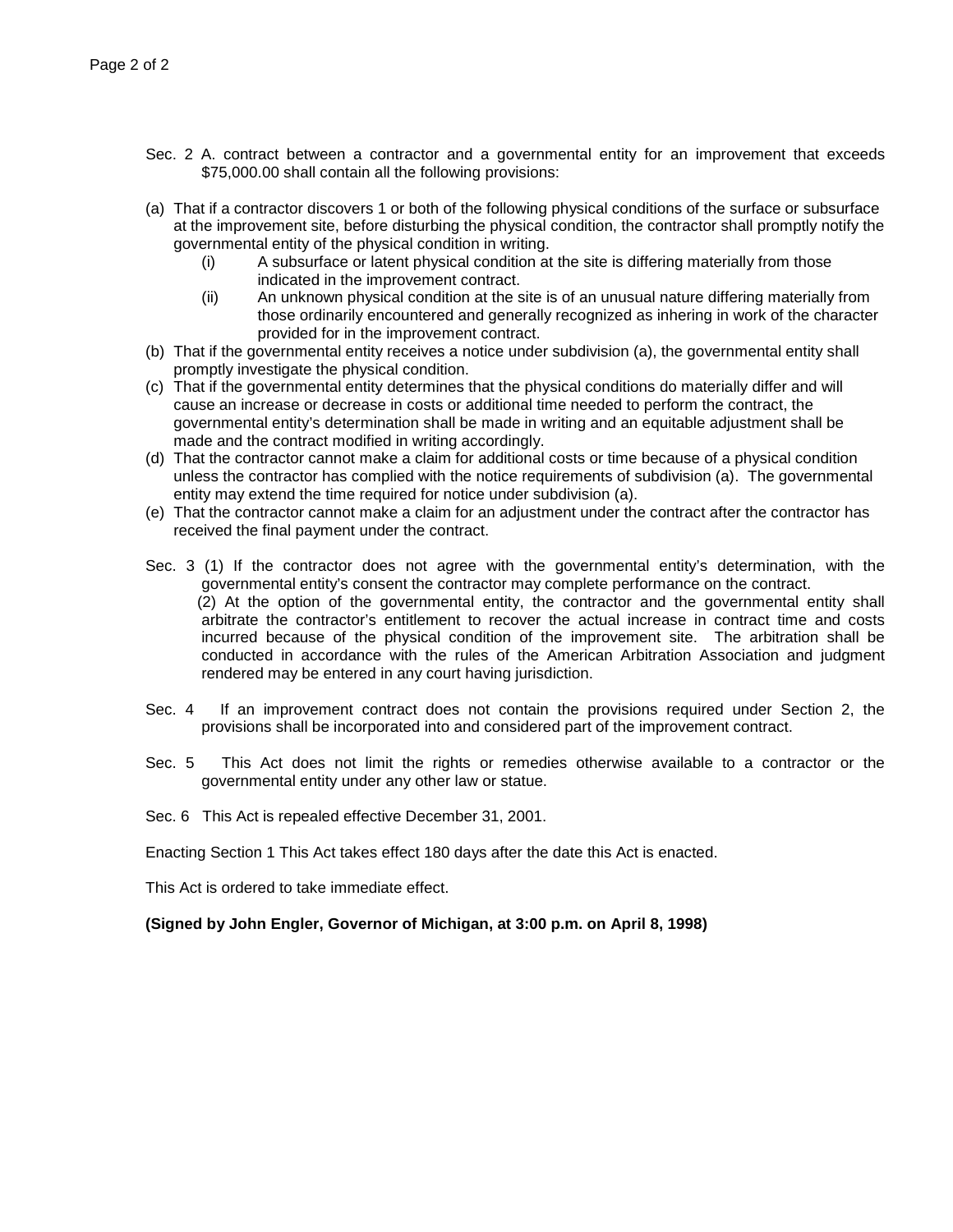Sec. 2 A. contract between a contractor and a governmental entity for an improvement that exceeds $75,000.00 shall contain all the following provisions:

(a) That if a contractor discovers 1 or both of the following physical conditions of the surface or subsurface at the improvement site, before disturbing the physical condition, the contractor shall promptly notify the governmental entity of the physical condition in writing.
   (i) A subsurface or latent physical condition at the site is differing materially from those indicated in the improvement contract.
   (ii) An unknown physical condition at the site is of an unusual nature differing materially from those ordinarily encountered and generally recognized as inhering in work of the character provided for in the improvement contract.

(b) That if the governmental entity receives a notice under subdivision (a), the governmental entity shall promptly investigate the physical condition.

(c) That if the governmental entity determines that the physical conditions do materially differ and will cause an increase or decrease in costs or additional time needed to perform the contract, the governmental entity's determination shall be made in writing and an equitable adjustment shall be made and the contract modified in writing accordingly.

(d) That the contractor cannot make a claim for additional costs or time because of a physical condition unless the contractor has complied with the notice requirements of subdivision (a). The governmental entity may extend the time required for notice under subdivision (a).

(e) That the contractor cannot make a claim for an adjustment under the contract after the contractor has received the final payment under the contract.

Sec. 3 (1) If the contractor does not agree with the governmental entity's determination, with the governmental entity's consent the contractor may complete performance on the contract.

(2) At the option of the governmental entity, the contractor and the governmental entity shall arbitrate the contractor's entitlement to recover the actual increase in contract time and costs incurred because of the physical condition of the improvement site. The arbitration shall be conducted in accordance with the rules of the American Arbitration Association and judgment rendered may be entered in any court having jurisdiction.

Sec. 4 If an improvement contract does not contain the provisions required under Section 2, the provisions shall be incorporated into and considered part of the improvement contract.

Sec. 5 This Act does not limit the rights or remedies otherwise available to a contractor or the governmental entity under any other law or statue.

Sec. 6 This Act is repealed effective December 31, 2001.

Enacting Section 1 This Act takes effect 180 days after the date this Act is enacted.

This Act is ordered to take immediate effect.

**(Signed by John Engler, Governor of Michigan, at 3:00 p.m. on April 8, 1998)**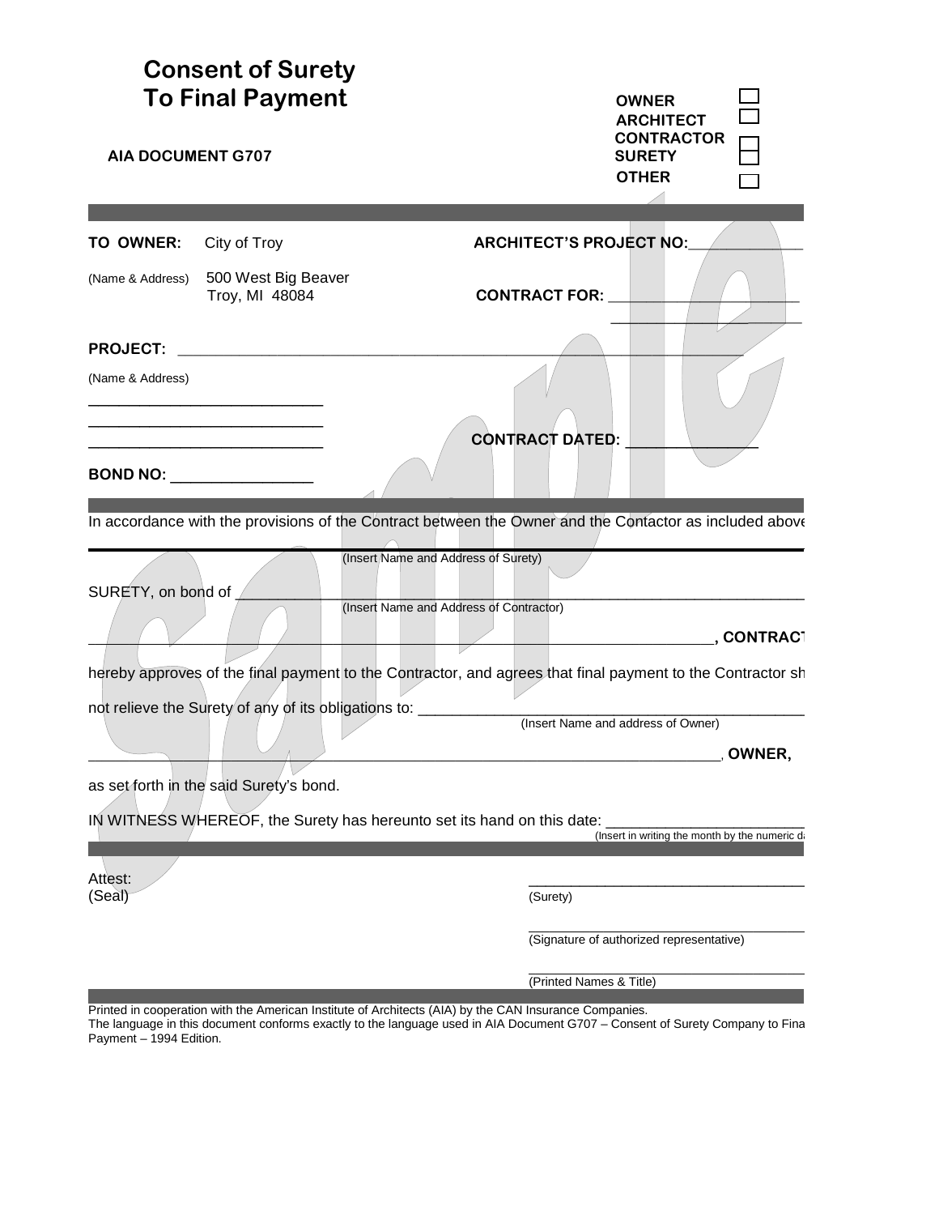# Consent of Surety To Final Payment

**AIA DOCUMENT G707**

| | |
|---|---|
| **OWNER** | ☐ |
| **ARCHITECT** | ☐ |
| **CONTRACTOR** | ☐ |
| **SURETY** | ☐ |
| **OTHER** | ☐ |

**TO OWNER:** City of Troy
(Name & Address) 500 West Big Beaver
Troy, MI 48084

**ARCHITECT'S PROJECT NO:** ____________

**CONTRACT FOR:** ______________________
______________________

**PROJECT:** ____________________________________________________________
(Name & Address)
____________________________
____________________________
____________________________

**CONTRACT DATED:** _______________

**BOND NO:** _________________

In accordance with the provisions of the Contract between the Owner and the Contactor as included above

(Insert Name and Address of Surety)

SURETY, on bond of ____________________________________________________________
(Insert Name and Address of Contractor)

____________________________________________________________, **CONTRACT**

hereby approves of the final payment to the Contractor, and agrees that final payment to the Contractor sh

not relieve the Surety of any of its obligations to: ____________________________________________
(Insert Name and address of Owner)

____________________________________________________________, **OWNER,**

as set forth in the said Surety's bond.

IN WITNESS WHEREOF, the Surety has hereunto set its hand on this date: ________________________
(Insert in writing the month by the numeric da

Attest:
(Seal)

____________________________________
(Surety)

____________________________________
(Signature of authorized representative)

____________________________________
(Printed Names & Title)

Printed in cooperation with the American Institute of Architects (AIA) by the CAN Insurance Companies.
The language in this document conforms exactly to the language used in AIA Document G707 – Consent of Surety Company to Fina Payment – 1994 Edition.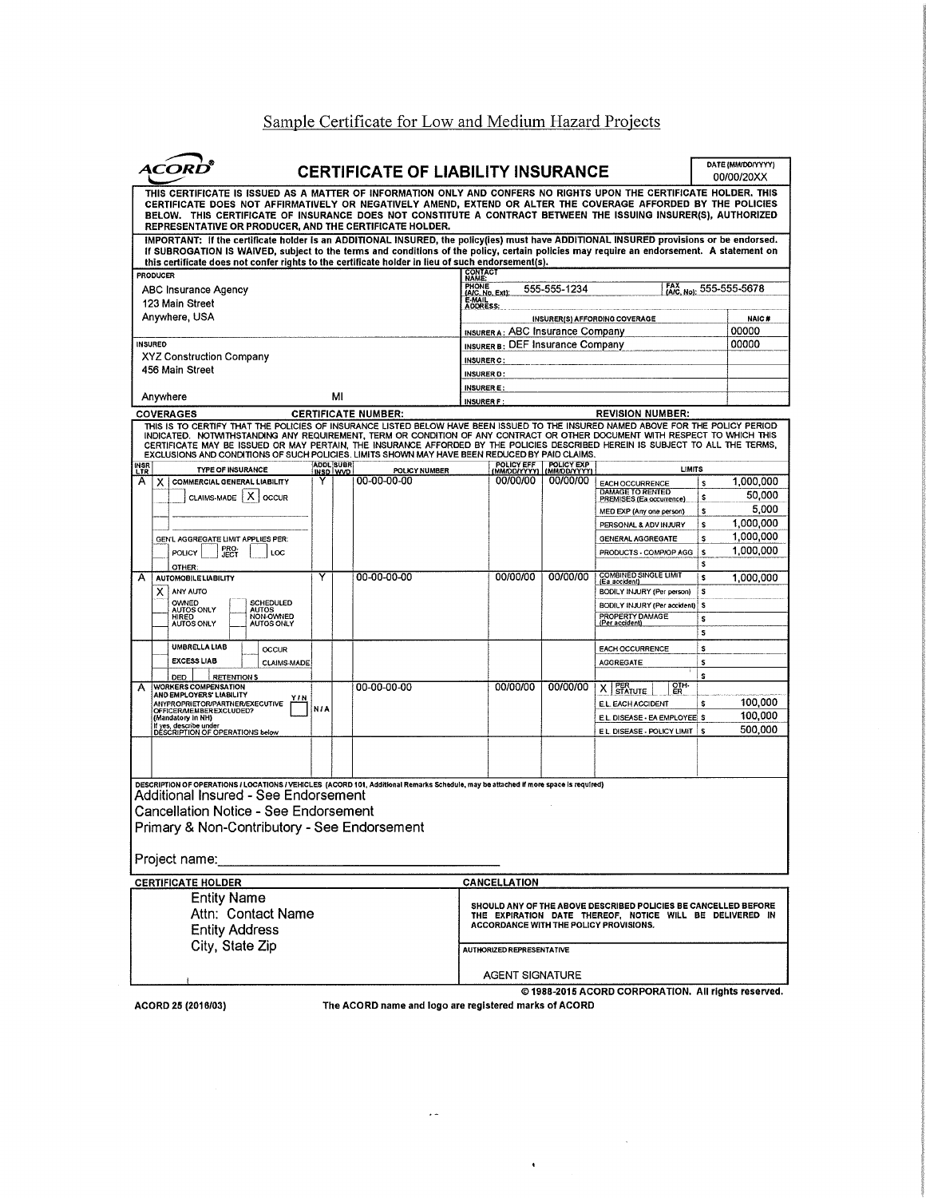## Sample Certificate for Low and Medium Hazard Projects

**ACORD®** **CERTIFICATE OF LIABILITY INSURANCE**

DATE (MM/DD/YYYY): 00/00/20XX

THIS CERTIFICATE IS ISSUED AS A MATTER OF INFORMATION ONLY AND CONFERS NO RIGHTS UPON THE CERTIFICATE HOLDER. THIS CERTIFICATE DOES NOT AFFIRMATIVELY OR NEGATIVELY AMEND, EXTEND OR ALTER THE COVERAGE AFFORDED BY THE POLICIES BELOW. THIS CERTIFICATE OF INSURANCE DOES NOT CONSTITUTE A CONTRACT BETWEEN THE ISSUING INSURER(S), AUTHORIZED REPRESENTATIVE OR PRODUCER, AND THE CERTIFICATE HOLDER.

IMPORTANT: If the certificate holder is an ADDITIONAL INSURED, the policy(ies) must have ADDITIONAL INSURED provisions or be endorsed. If SUBROGATION IS WAIVED, subject to the terms and conditions of the policy, certain policies may require an endorsement. A statement on this certificate does not confer rights to the certificate holder in lieu of such endorsement(s).

| PRODUCER | CONTACT NAME: | | |
|---|---|---|---|
| ABC Insurance Agency<br>123 Main Street<br>Anywhere, USA | PHONE (A/C, No, Ext): 555-555-1234 | FAX (A/C, No): 555-555-5678 | |
| | E-MAIL ADDRESS: | | |
| | INSURER(S) AFFORDING COVERAGE | | NAIC # |
| | INSURER A: ABC Insurance Company | | 00000 |
| INSURED | INSURER B: DEF Insurance Company | | 00000 |
| XYZ Construction Company<br>456 Main Street<br>Anywhere MI | INSURER C: | | |
| | INSURER D: | | |
| | INSURER E: | | |
| | INSURER F: | | |

**COVERAGES** **CERTIFICATE NUMBER:** **REVISION NUMBER:**

THIS IS TO CERTIFY THAT THE POLICIES OF INSURANCE LISTED BELOW HAVE BEEN ISSUED TO THE INSURED NAMED ABOVE FOR THE POLICY PERIOD INDICATED. NOTWITHSTANDING ANY REQUIREMENT, TERM OR CONDITION OF ANY CONTRACT OR OTHER DOCUMENT WITH RESPECT TO WHICH THIS CERTIFICATE MAY BE ISSUED OR MAY PERTAIN, THE INSURANCE AFFORDED BY THE POLICIES DESCRIBED HEREIN IS SUBJECT TO ALL THE TERMS, EXCLUSIONS AND CONDITIONS OF SUCH POLICIES. LIMITS SHOWN MAY HAVE BEEN REDUCED BY PAID CLAIMS.

| INSR LTR | TYPE OF INSURANCE | ADDL INSD | SUBR WVD | POLICY NUMBER | POLICY EFF (MM/DD/YYYY) | POLICY EXP (MM/DD/YYYY) | LIMITS | |
|---|---|---|---|---|---|---|---|---|
| A | X COMMERCIAL GENERAL LIABILITY | Y | | 00-00-00-00 | 00/00/00 | 00/00/00 | EACH OCCURRENCE | $ 1,000,000 |
| | CLAIMS-MADE [X] OCCUR | | | | | | DAMAGE TO RENTED PREMISES (Ea occurrence) | $ 50,000 |
| | | | | | | | MED EXP (Any one person) | $ 5,000 |
| | | | | | | | PERSONAL & ADV INJURY | $ 1,000,000 |
| | GEN'L AGGREGATE LIMIT APPLIES PER: | | | | | | GENERAL AGGREGATE | $ 1,000,000 |
| | POLICY PRO-JECT LOC | | | | | | PRODUCTS - COMP/OP AGG | $ 1,000,000 |
| | OTHER: | | | | | | | $ |
| A | AUTOMOBILE LIABILITY | Y | | 00-00-00-00 | 00/00/00 | 00/00/00 | COMBINED SINGLE LIMIT (Ea accident) | $ 1,000,000 |
| | X ANY AUTO | | | | | | BODILY INJURY (Per person) | $ |
| | OWNED AUTOS ONLY / SCHEDULED AUTOS | | | | | | BODILY INJURY (Per accident) | $ |
| | HIRED AUTOS ONLY / NON-OWNED AUTOS ONLY | | | | | | PROPERTY DAMAGE (Per accident) | $ |
| | | | | | | | | $ |
| | UMBRELLA LIAB / OCCUR | | | | | | EACH OCCURRENCE | $ |
| | EXCESS LIAB / CLAIMS-MADE | | | | | | AGGREGATE | $ |
| | DED / RETENTION $ | | | | | | | $ |
| A | WORKERS COMPENSATION AND EMPLOYERS' LIABILITY Y/N<br>ANY PROPRIETOR/PARTNER/EXECUTIVE OFFICER/MEMBER EXCLUDED? (Mandatory in NH)<br>If yes, describe under DESCRIPTION OF OPERATIONS below | N/A | | 00-00-00-00 | 00/00/00 | 00/00/00 | X PER STATUTE / OTH-ER | |
| | | | | | | | E.L. EACH ACCIDENT | $ 100,000 |
| | | | | | | | E.L. DISEASE - EA EMPLOYEE | $ 100,000 |
| | | | | | | | E.L. DISEASE - POLICY LIMIT | $ 500,000 |

DESCRIPTION OF OPERATIONS / LOCATIONS / VEHICLES (ACORD 101, Additional Remarks Schedule, may be attached if more space is required)

Additional Insured - See Endorsement
Cancellation Notice - See Endorsement
Primary & Non-Contributory - See Endorsement

Project name:______________________________

| CERTIFICATE HOLDER | CANCELLATION |
|---|---|
| Entity Name<br>Attn: Contact Name<br>Entity Address<br>City, State Zip | SHOULD ANY OF THE ABOVE DESCRIBED POLICIES BE CANCELLED BEFORE THE EXPIRATION DATE THEREOF, NOTICE WILL BE DELIVERED IN ACCORDANCE WITH THE POLICY PROVISIONS. |
| | AUTHORIZED REPRESENTATIVE<br>AGENT SIGNATURE |

© 1988-2015 ACORD CORPORATION. All rights reserved.

ACORD 25 (2016/03) The ACORD name and logo are registered marks of ACORD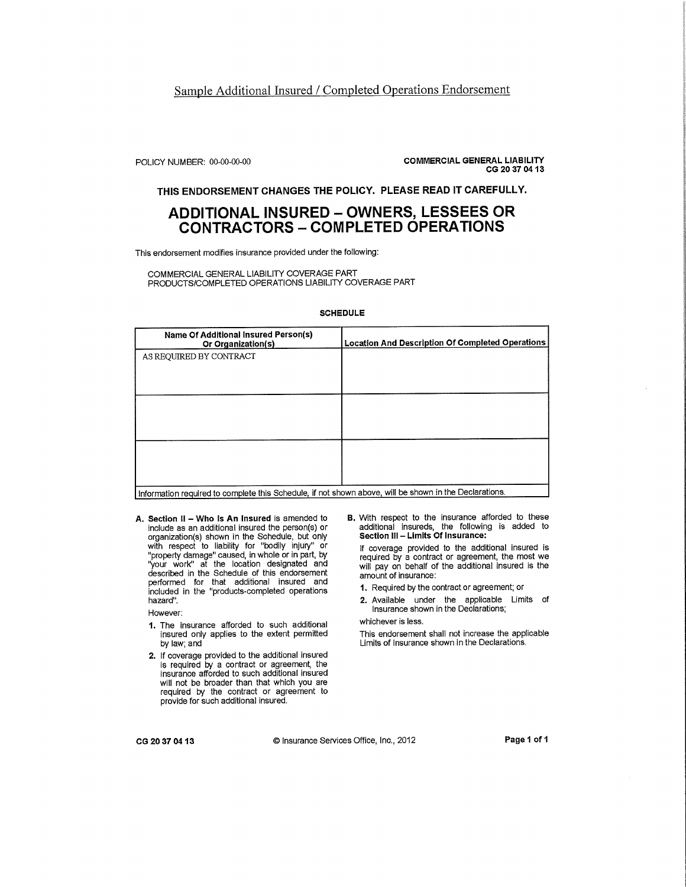Sample Additional Insured / Completed Operations Endorsement

POLICY NUMBER: 00-00-00-00

**COMMERCIAL GENERAL LIABILITY**
**CG 20 37 04 13**

**THIS ENDORSEMENT CHANGES THE POLICY. PLEASE READ IT CAREFULLY.**

# ADDITIONAL INSURED – OWNERS, LESSEES OR CONTRACTORS – COMPLETED OPERATIONS

This endorsement modifies insurance provided under the following:

COMMERCIAL GENERAL LIABILITY COVERAGE PART
PRODUCTS/COMPLETED OPERATIONS LIABILITY COVERAGE PART

**SCHEDULE**

| Name Of Additional Insured Person(s) Or Organization(s) | Location And Description Of Completed Operations |
|---|---|
| AS REQUIRED BY CONTRACT | |
| | |
| | |

Information required to complete this Schedule, if not shown above, will be shown in the Declarations.

**A. Section II – Who Is An Insured** is amended to include as an additional insured the person(s) or organization(s) shown in the Schedule, but only with respect to liability for "bodily injury" or "property damage" caused, in whole or in part, by "your work" at the location designated and described in the Schedule of this endorsement performed for that additional insured and included in the "products-completed operations hazard".

However:

1. The insurance afforded to such additional insured only applies to the extent permitted by law; and
2. If coverage provided to the additional insured is required by a contract or agreement, the insurance afforded to such additional insured will not be broader than that which you are required by the contract or agreement to provide for such additional insured.

**B.** With respect to the insurance afforded to these additional insureds, the following is added to **Section III – Limits Of Insurance:**

If coverage provided to the additional insured is required by a contract or agreement, the most we will pay on behalf of the additional insured is the amount of insurance:

1. Required by the contract or agreement; or
2. Available under the applicable Limits of Insurance shown in the Declarations;

whichever is less.

This endorsement shall not increase the applicable Limits of Insurance shown in the Declarations.

CG 20 37 04 13 © Insurance Services Office, Inc., 2012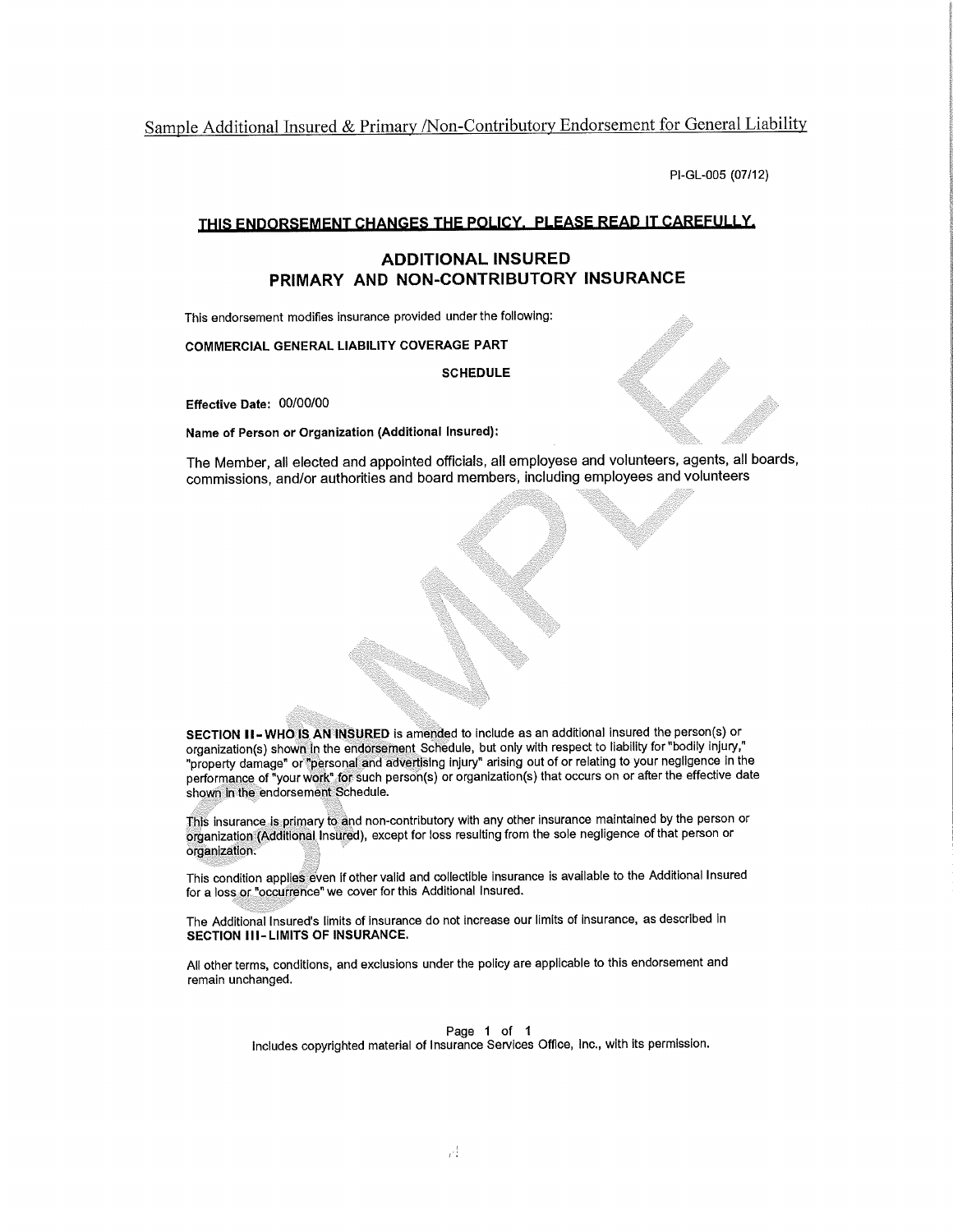Sample Additional Insured & Primary /Non-Contributory Endorsement for General Liability

PI-GL-005 (07/12)

**THIS ENDORSEMENT CHANGES THE POLICY. PLEASE READ IT CAREFULLY.**

## ADDITIONAL INSURED
## PRIMARY AND NON-CONTRIBUTORY INSURANCE

This endorsement modifies insurance provided under the following:

**COMMERCIAL GENERAL LIABILITY COVERAGE PART**

**SCHEDULE**

**Effective Date:** 00/00/00

**Name of Person or Organization (Additional Insured):**

The Member, all elected and appointed officials, all employese and volunteers, agents, all boards, commissions, and/or authorities and board members, including employees and volunteers

**SECTION II - WHO IS AN INSURED** is amended to include as an additional insured the person(s) or organization(s) shown in the endorsement Schedule, but only with respect to liability for "bodily injury," "property damage" or "personal and advertising injury" arising out of or relating to your negligence in the performance of "your work" for such person(s) or organization(s) that occurs on or after the effective date shown in the endorsement Schedule.

This insurance is primary to and non-contributory with any other insurance maintained by the person or organization (Additional Insured), except for loss resulting from the sole negligence of that person or organization.

This condition applies even if other valid and collectible insurance is available to the Additional Insured for a loss or "occurrence" we cover for this Additional Insured.

The Additional Insured's limits of insurance do not increase our limits of insurance, as described in **SECTION III - LIMITS OF INSURANCE.**

All other terms, conditions, and exclusions under the policy are applicable to this endorsement and remain unchanged.

Includes copyrighted material of Insurance Services Office, Inc., with its permission.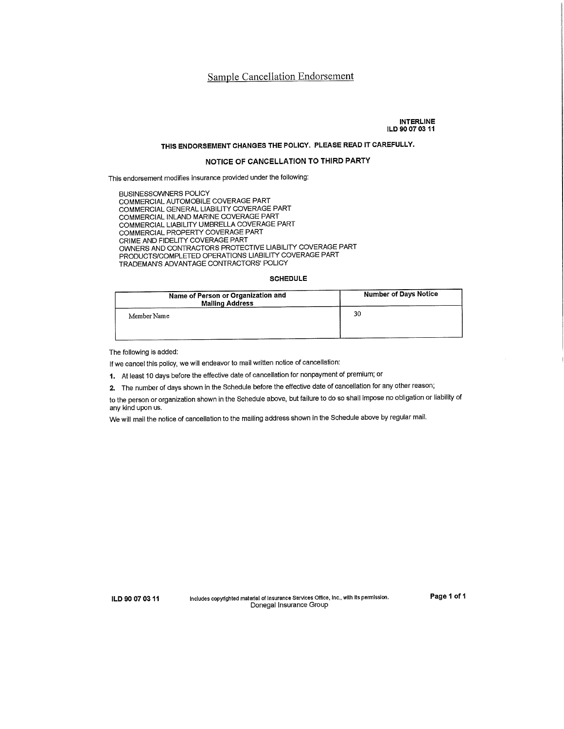# Sample Cancellation Endorsement

**INTERLINE**
**ILD 90 07 03 11**

**THIS ENDORSEMENT CHANGES THE POLICY. PLEASE READ IT CAREFULLY.**

## NOTICE OF CANCELLATION TO THIRD PARTY

This endorsement modifies insurance provided under the following:

BUSINESSOWNERS POLICY
COMMERCIAL AUTOMOBILE COVERAGE PART
COMMERCIAL GENERAL LIABILITY COVERAGE PART
COMMERCIAL INLAND MARINE COVERAGE PART
COMMERCIAL LIABILITY UMBRELLA COVERAGE PART
COMMERCIAL PROPERTY COVERAGE PART
CRIME AND FIDELITY COVERAGE PART
OWNERS AND CONTRACTORS PROTECTIVE LIABILITY COVERAGE PART
PRODUCTS/COMPLETED OPERATIONS LIABILITY COVERAGE PART
TRADEMAN'S ADVANTAGE CONTRACTORS' POLICY

**SCHEDULE**

| Name of Person or Organization and Mailing Address | Number of Days Notice |
|---|---|
| Member Name | 30 |

The following is added:

If we cancel this policy, we will endeavor to mail written notice of cancellation:

1. At least 10 days before the effective date of cancellation for nonpayment of premium; or
2. The number of days shown in the Schedule before the effective date of cancellation for any other reason;

to the person or organization shown in the Schedule above, but failure to do so shall impose no obligation or liability of any kind upon us.

We will mail the notice of cancellation to the mailing address shown in the Schedule above by regular mail.

ILD 90 07 03 11 Includes copyrighted material of Insurance Services Office, Inc., with its permission. Donegal Insurance Group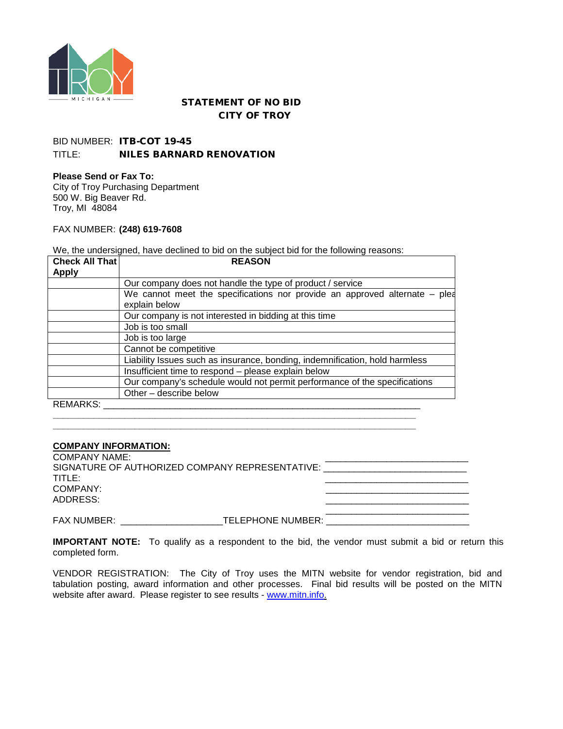## STATEMENT OF NO BID
## CITY OF TROY

BID NUMBER: **ITB-COT 19-45**
TITLE: **NILES BARNARD RENOVATION**

**Please Send or Fax To:**
City of Troy Purchasing Department
500 W. Big Beaver Rd.
Troy, MI 48084

FAX NUMBER: **(248) 619-7608**

We, the undersigned, have declined to bid on the subject bid for the following reasons:

| Check All That Apply | REASON |
|---|---|
| | Our company does not handle the type of product / service |
| | We cannot meet the specifications nor provide an approved alternate – plea explain below |
| | Our company is not interested in bidding at this time |
| | Job is too small |
| | Job is too large |
| | Cannot be competitive |
| | Liability Issues such as insurance, bonding, indemnification, hold harmless |
| | Insufficient time to respond – please explain below |
| | Our company's schedule would not permit performance of the specifications |
| | Other – describe below |

REMARKS: ___________________________________________________________
___________________________________________________________________
___________________________________________________________________

**COMPANY INFORMATION:**

COMPANY NAME: ___________________________
SIGNATURE OF AUTHORIZED COMPANY REPRESENTATIVE: ___________________________
TITLE: ___________________________
COMPANY: ___________________________
ADDRESS: ___________________________
___________________________

FAX NUMBER: ___________________ TELEPHONE NUMBER: ___________________________

**IMPORTANT NOTE:** To qualify as a respondent to the bid, the vendor must submit a bid or return this completed form.

VENDOR REGISTRATION: The City of Troy uses the MITN website for vendor registration, bid and tabulation posting, award information and other processes. Final bid results will be posted on the MITN website after award. Please register to see results - www.mitn.info.